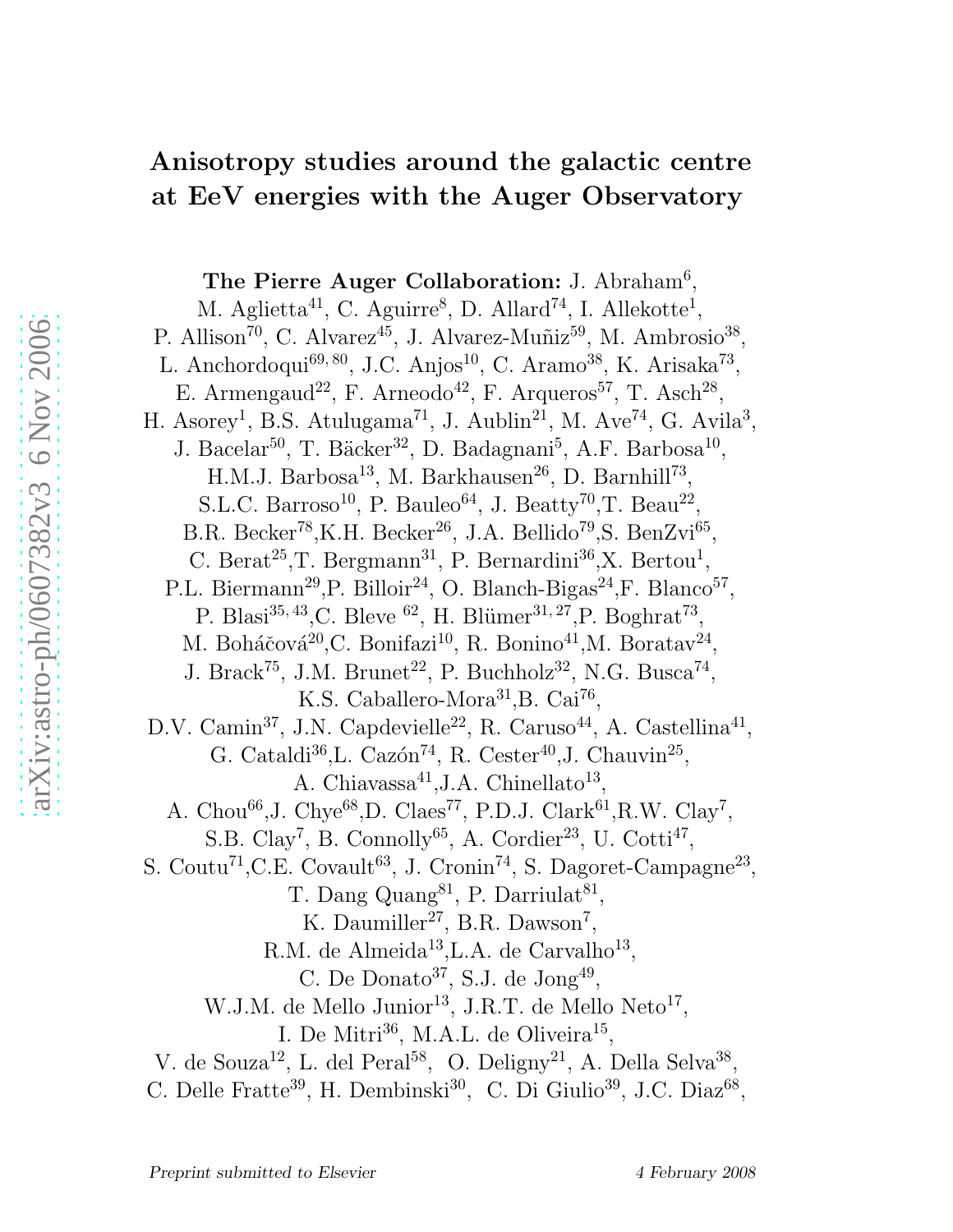# Anisotropy studies around the galactic centre at EeV energies with the Auger Observatory

**The Pierre Auger Collaboration:** J. Abraham[6], M. Aglietta[41], C. Aguirre[8], D. Allard[74], I. Allekotte[1], P. Allison[70], C. Alvarez[45], J. Alvarez-Muñiz[59], M. Ambrosio[38], L. Anchordoqui[69, 80], J.C. Anjos[10], C. Aramo[38], K. Arisaka[73], E. Armengaud[22], F. Arneodo[42], F. Arqueros[57], T. Asch[28], H. Asorey[1], B.S. Atulugama[71], J. Aublin[21], M. Ave[74], G. Avila[3], J. Bacelar[50], T. Bäcker[32], D. Badagnani[5], A.F. Barbosa[10], H.M.J. Barbosa[13], M. Barkhausen[26], D. Barnhill[73], S.L.C. Barroso[10], P. Bauleo[64], J. Beatty[70], T. Beau[22], B.R. Becker[78], K.H. Becker[26], J.A. Bellido[79], S. BenZvi[65], C. Berat[25], T. Bergmann[31], P. Bernardini[36], X. Bertou[1], P.L. Biermann[29], P. Billoir[24], O. Blanch-Bigas[24], F. Blanco[57], P. Blasi[35, 43], C. Bleve[62], H. Blümer[31, 27], P. Boghrat[73], M. Boháčová[20], C. Bonifazi[10], R. Bonino[41], M. Boratav[24], J. Brack[75], J.M. Brunet[22], P. Buchholz[32], N.G. Busca[74], K.S. Caballero-Mora[31], B. Cai[76], D.V. Camin[37], J.N. Capdevielle[22], R. Caruso[44], A. Castellina[41], G. Cataldi[36], L. Cazón[74], R. Cester[40], J. Chauvin[25], A. Chiavassa[41], J.A. Chinellato[13], A. Chou[66], J. Chye[68], D. Claes[77], P.D.J. Clark[61], R.W. Clay[7], S.B. Clay[7], B. Connolly[65], A. Cordier[23], U. Cotti[47], S. Coutu[71], C.E. Covault[63], J. Cronin[74], S. Dagoret-Campagne[23], T. Dang Quang[81], P. Darriulat[81], K. Daumiller[27], B.R. Dawson[7], R.M. de Almeida[13], L.A. de Carvalho[13], C. De Donato[37], S.J. de Jong[49], W.J.M. de Mello Junior[13], J.R.T. de Mello Neto[17], I. De Mitri[36], M.A.L. de Oliveira[15], V. de Souza[12], L. del Peral[58], O. Deligny[21], A. Della Selva[38], C. Delle Fratte[39], H. Dembinski[30], C. Di Giulio[39], J.C. Diaz[68],

*Preprint submitted to Elsevier* *4 February 2008*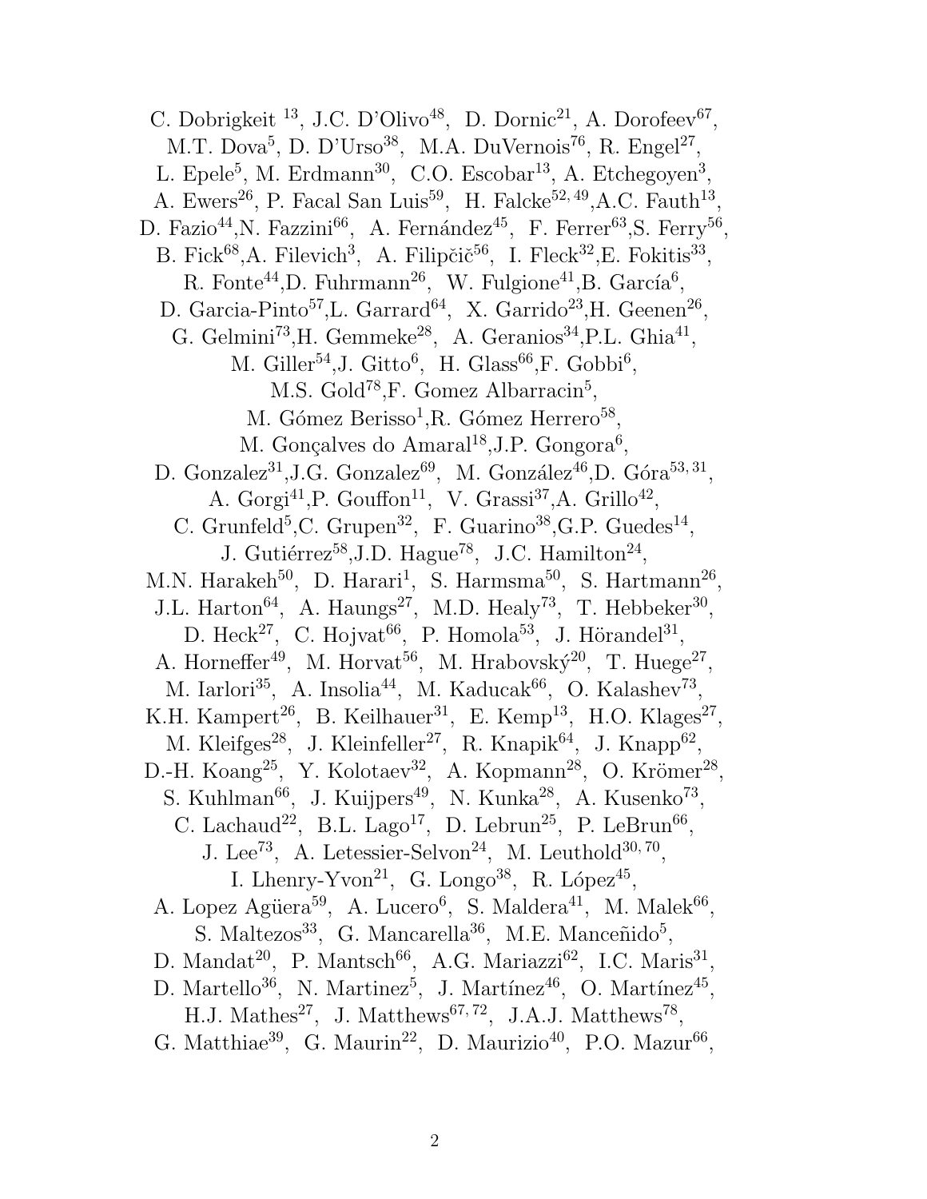C. Dobrigkeit [13], J.C. D'Olivo[48], D. Dornic[21], A. Dorofeev[67], M.T. Dova[5], D. D'Urso[38], M.A. DuVernois[76], R. Engel[27], L. Epele[5], M. Erdmann[30], C.O. Escobar[13], A. Etchegoyen[3], A. Ewers[26], P. Facal San Luis[59], H. Falcke[52, 49],A.C. Fauth[13], D. Fazio[44],N. Fazzini[66], A. Fernández[45], F. Ferrer[63],S. Ferry[56], B. Fick[68],A. Filevich[3], A. Filipčič[56], I. Fleck[32],E. Fokitis[33], R. Fonte[44],D. Fuhrmann[26], W. Fulgione[41],B. García[6], D. Garcia-Pinto[57],L. Garrard[64], X. Garrido[23],H. Geenen[26], G. Gelmini[73],H. Gemmeke[28], A. Geranios[34],P.L. Ghia[41], M. Giller[54],J. Gitto[6], H. Glass[66],F. Gobbi[6], M.S. Gold[78],F. Gomez Albarracin[5], M. Gómez Berisso[1],R. Gómez Herrero[58], M. Gonçalves do Amaral[18],J.P. Gongora[6], D. Gonzalez[31],J.G. Gonzalez[69], M. González[46],D. Góra[53, 31], A. Gorgi[41],P. Gouffon[11], V. Grassi[37],A. Grillo[42], C. Grunfeld[5],C. Grupen[32], F. Guarino[38],G.P. Guedes[14], J. Gutiérrez[58],J.D. Hague[78], J.C. Hamilton[24], M.N. Harakeh[50], D. Harari[1], S. Harmsma[50], S. Hartmann[26], J.L. Harton[64], A. Haungs[27], M.D. Healy[73], T. Hebbeker[30], D. Heck[27], C. Hojvat[66], P. Homola[53], J. Hörandel[31], A. Horneffer[49], M. Horvat[56], M. Hrabovský[20], T. Huege[27], M. Iarlori[35], A. Insolia[44], M. Kaducak[66], O. Kalashev[73], K.H. Kampert[26], B. Keilhauer[31], E. Kemp[13], H.O. Klages[27], M. Kleifges[28], J. Kleinfeller[27], R. Knapik[64], J. Knapp[62], D.-H. Koang[25], Y. Kolotaev[32], A. Kopmann[28], O. Krömer[28], S. Kuhlman[66], J. Kuijpers[49], N. Kunka[28], A. Kusenko[73], C. Lachaud[22], B.L. Lago[17], D. Lebrun[25], P. LeBrun[66], J. Lee[73], A. Letessier-Selvon[24], M. Leuthold[30, 70], I. Lhenry-Yvon[21], G. Longo[38], R. López[45], A. Lopez Agüera[59], A. Lucero[6], S. Maldera[41], M. Malek[66], S. Maltezos[33], G. Mancarella[36], M.E. Manceñido[5], D. Mandat[20], P. Mantsch[66], A.G. Mariazzi[62], I.C. Maris[31], D. Martello[36], N. Martinez[5], J. Martínez[46], O. Martínez[45], H.J. Mathes[27], J. Matthews[67, 72], J.A.J. Matthews[78], G. Matthiae[39], G. Maurin[22], D. Maurizio[40], P.O. Mazur[66],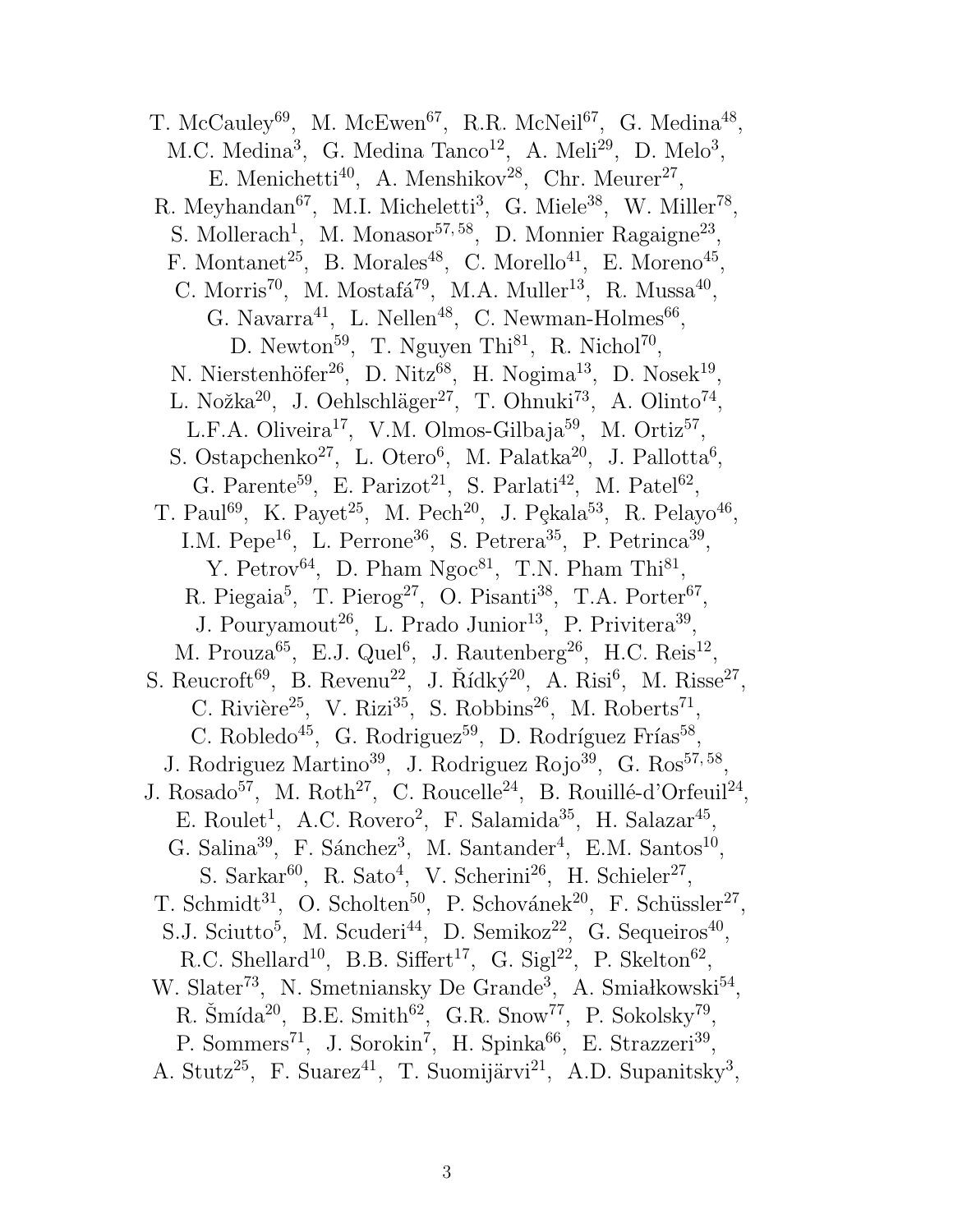T. McCauley[69], M. McEwen[67], R.R. McNeil[67], G. Medina[48], M.C. Medina[3], G. Medina Tanco[12], A. Meli[29], D. Melo[3], E. Menichetti[40], A. Menshikov[28], Chr. Meurer[27], R. Meyhandan[67], M.I. Micheletti[3], G. Miele[38], W. Miller[78], S. Mollerach[1], M. Monasor[57,58], D. Monnier Ragaigne[23], F. Montanet[25], B. Morales[48], C. Morello[41], E. Moreno[45], C. Morris[70], M. Mostafá[79], M.A. Muller[13], R. Mussa[40], G. Navarra[41], L. Nellen[48], C. Newman-Holmes[66], D. Newton[59], T. Nguyen Thi[81], R. Nichol[70], N. Nierstenhöfer[26], D. Nitz[68], H. Nogima[13], D. Nosek[19], L. Nožka[20], J. Oehlschläger[27], T. Ohnuki[73], A. Olinto[74], L.F.A. Oliveira[17], V.M. Olmos-Gilbaja[59], M. Ortiz[57], S. Ostapchenko[27], L. Otero[6], M. Palatka[20], J. Pallotta[6], G. Parente[59], E. Parizot[21], S. Parlati[42], M. Patel[62], T. Paul[69], K. Payet[25], M. Pech[20], J. Pękala[53], R. Pelayo[46], I.M. Pepe[16], L. Perrone[36], S. Petrera[35], P. Petrinca[39], Y. Petrov[64], D. Pham Ngoc[81], T.N. Pham Thi[81], R. Piegaia[5], T. Pierog[27], O. Pisanti[38], T.A. Porter[67], J. Pouryamout[26], L. Prado Junior[13], P. Privitera[39], M. Prouza[65], E.J. Quel[6], J. Rautenberg[26], H.C. Reis[12], S. Reucroft[69], B. Revenu[22], J. Řídký[20], A. Risi[6], M. Risse[27], C. Rivière[25], V. Rizi[35], S. Robbins[26], M. Roberts[71], C. Robledo[45], G. Rodriguez[59], D. Rodríguez Frías[58], J. Rodriguez Martino[39], J. Rodriguez Rojo[39], G. Ros[57,58], J. Rosado[57], M. Roth[27], C. Roucelle[24], B. Rouillé-d'Orfeuil[24], E. Roulet[1], A.C. Rovero[2], F. Salamida[35], H. Salazar[45], G. Salina[39], F. Sánchez[3], M. Santander[4], E.M. Santos[10], S. Sarkar[60], R. Sato[4], V. Scherini[26], H. Schieler[27], T. Schmidt[31], O. Scholten[50], P. Schovánek[20], F. Schüssler[27], S.J. Sciutto[5], M. Scuderi[44], D. Semikoz[22], G. Sequeiros[40], R.C. Shellard[10], B.B. Siffert[17], G. Sigl[22], P. Skelton[62], W. Slater[73], N. Smetniansky De Grande[3], A. Smiałkowski[54], R. Šmída[20], B.E. Smith[62], G.R. Snow[77], P. Sokolsky[79], P. Sommers[71], J. Sorokin[7], H. Spinka[66], E. Strazzeri[39], A. Stutz[25], F. Suarez[41], T. Suomijärvi[21], A.D. Supanitsky[3],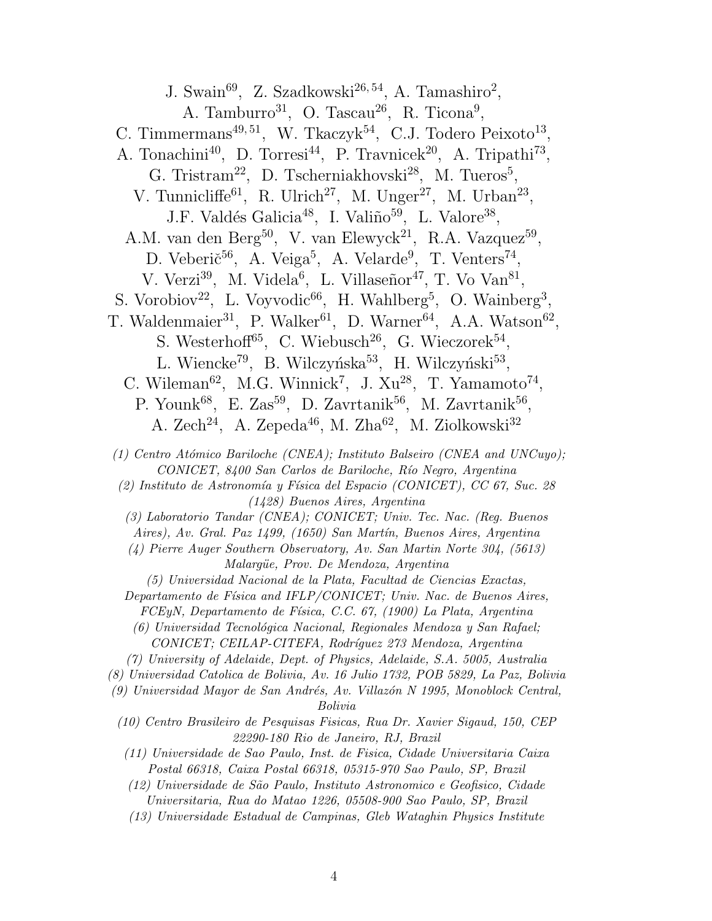J. Swain[69], Z. Szadkowski[26, 54], A. Tamashiro[2], A. Tamburro[31], O. Tascau[26], R. Ticona[9], C. Timmermans[49, 51], W. Tkaczyk[54], C.J. Todero Peixoto[13], A. Tonachini[40], D. Torresi[44], P. Travnicek[20], A. Tripathi[73], G. Tristram[22], D. Tscherniakhovski[28], M. Tueros[5], V. Tunnicliffe[61], R. Ulrich[27], M. Unger[27], M. Urban[23], J.F. Valdés Galicia[48], I. Valiño[59], L. Valore[38], A.M. van den Berg[50], V. van Elewyck[21], R.A. Vazquez[59], D. Veberič[56], A. Veiga[5], A. Velarde[9], T. Venters[74], V. Verzi[39], M. Videla[6], L. Villaseñor[47], T. Vo Van[81], S. Vorobiov[22], L. Voyvodic[66], H. Wahlberg[5], O. Wainberg[3], T. Waldenmaier[31], P. Walker[61], D. Warner[64], A.A. Watson[62], S. Westerhoff[65], C. Wiebusch[26], G. Wieczorek[54], L. Wiencke[79], B. Wilczyńska[53], H. Wilczyński[53], C. Wileman[62], M.G. Winnick[7], J. Xu[28], T. Yamamoto[74], P. Younk[68], E. Zas[59], D. Zavrtanik[56], M. Zavrtanik[56], A. Zech[24], A. Zepeda[46], M. Zha[62], M. Ziolkowski[32]

*(1) Centro Atómico Bariloche (CNEA); Instituto Balseiro (CNEA and UNCuyo); CONICET, 8400 San Carlos de Bariloche, Río Negro, Argentina*

*(2) Instituto de Astronomía y Física del Espacio (CONICET), CC 67, Suc. 28 (1428) Buenos Aires, Argentina*

*(3) Laboratorio Tandar (CNEA); CONICET; Univ. Tec. Nac. (Reg. Buenos Aires), Av. Gral. Paz 1499, (1650) San Martín, Buenos Aires, Argentina*

*(4) Pierre Auger Southern Observatory, Av. San Martin Norte 304, (5613) Malargüe, Prov. De Mendoza, Argentina*

*(5) Universidad Nacional de la Plata, Facultad de Ciencias Exactas, Departamento de Física and IFLP/CONICET; Univ. Nac. de Buenos Aires, FCEyN, Departamento de Física, C.C. 67, (1900) La Plata, Argentina*

*(6) Universidad Tecnológica Nacional, Regionales Mendoza y San Rafael; CONICET; CEILAP-CITEFA, Rodríguez 273 Mendoza, Argentina*

*(7) University of Adelaide, Dept. of Physics, Adelaide, S.A. 5005, Australia*

*(8) Universidad Catolica de Bolivia, Av. 16 Julio 1732, POB 5829, La Paz, Bolivia*

*(9) Universidad Mayor de San Andrés, Av. Villazón N 1995, Monoblock Central, Bolivia*

*(10) Centro Brasileiro de Pesquisas Fisicas, Rua Dr. Xavier Sigaud, 150, CEP 22290-180 Rio de Janeiro, RJ, Brazil*

*(11) Universidade de Sao Paulo, Inst. de Fisica, Cidade Universitaria Caixa Postal 66318, Caixa Postal 66318, 05315-970 Sao Paulo, SP, Brazil*

*(12) Universidade de São Paulo, Instituto Astronomico e Geofisico, Cidade Universitaria, Rua do Matao 1226, 05508-900 Sao Paulo, SP, Brazil*

*(13) Universidade Estadual de Campinas, Gleb Wataghin Physics Institute*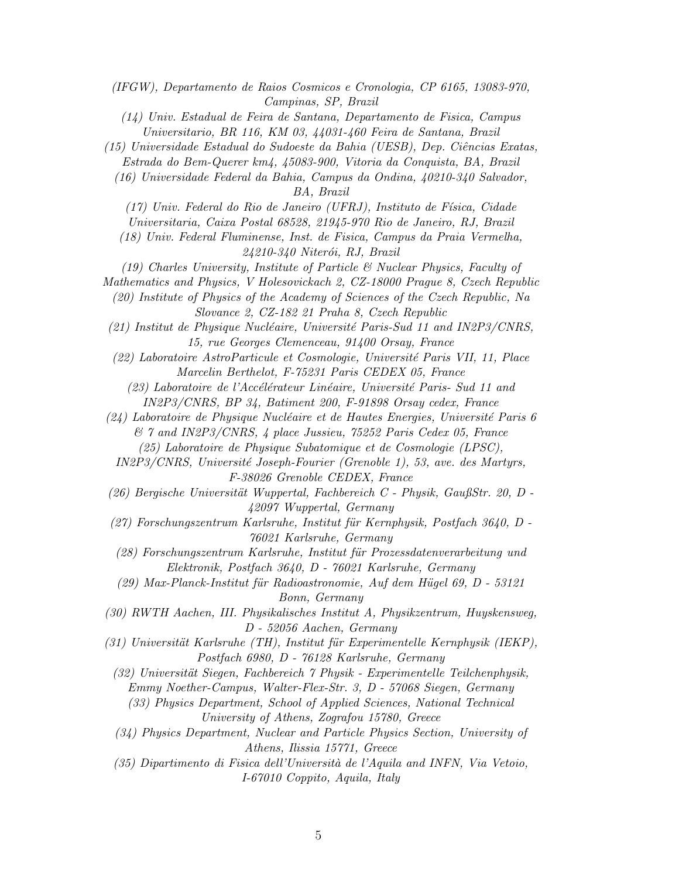*(IFGW), Departamento de Raios Cosmicos e Cronologia, CP 6165, 13083-970, Campinas, SP, Brazil*

*(14) Univ. Estadual de Feira de Santana, Departamento de Fisica, Campus Universitario, BR 116, KM 03, 44031-460 Feira de Santana, Brazil*

*(15) Universidade Estadual do Sudoeste da Bahia (UESB), Dep. Ciências Exatas, Estrada do Bem-Querer km4, 45083-900, Vitoria da Conquista, BA, Brazil*

*(16) Universidade Federal da Bahia, Campus da Ondina, 40210-340 Salvador, BA, Brazil*

*(17) Univ. Federal do Rio de Janeiro (UFRJ), Instituto de Física, Cidade Universitaria, Caixa Postal 68528, 21945-970 Rio de Janeiro, RJ, Brazil*

*(18) Univ. Federal Fluminense, Inst. de Fisica, Campus da Praia Vermelha, 24210-340 Niterói, RJ, Brazil*

*(19) Charles University, Institute of Particle & Nuclear Physics, Faculty of Mathematics and Physics, V Holesovickach 2, CZ-18000 Prague 8, Czech Republic*

*(20) Institute of Physics of the Academy of Sciences of the Czech Republic, Na Slovance 2, CZ-182 21 Praha 8, Czech Republic*

*(21) Institut de Physique Nucléaire, Université Paris-Sud 11 and IN2P3/CNRS, 15, rue Georges Clemenceau, 91400 Orsay, France*

*(22) Laboratoire AstroParticule et Cosmologie, Université Paris VII, 11, Place Marcelin Berthelot, F-75231 Paris CEDEX 05, France*

*(23) Laboratoire de l'Accélérateur Linéaire, Université Paris- Sud 11 and IN2P3/CNRS, BP 34, Batiment 200, F-91898 Orsay cedex, France*

*(24) Laboratoire de Physique Nucléaire et de Hautes Energies, Université Paris 6 & 7 and IN2P3/CNRS, 4 place Jussieu, 75252 Paris Cedex 05, France*

*(25) Laboratoire de Physique Subatomique et de Cosmologie (LPSC), IN2P3/CNRS, Université Joseph-Fourier (Grenoble 1), 53, ave. des Martyrs, F-38026 Grenoble CEDEX, France*

*(26) Bergische Universität Wuppertal, Fachbereich C - Physik, GaußStr. 20, D - 42097 Wuppertal, Germany*

*(27) Forschungszentrum Karlsruhe, Institut für Kernphysik, Postfach 3640, D - 76021 Karlsruhe, Germany*

*(28) Forschungszentrum Karlsruhe, Institut für Prozessdatenverarbeitung und Elektronik, Postfach 3640, D - 76021 Karlsruhe, Germany*

*(29) Max-Planck-Institut für Radioastronomie, Auf dem Hügel 69, D - 53121 Bonn, Germany*

*(30) RWTH Aachen, III. Physikalisches Institut A, Physikzentrum, Huyskensweg, D - 52056 Aachen, Germany*

*(31) Universität Karlsruhe (TH), Institut für Experimentelle Kernphysik (IEKP), Postfach 6980, D - 76128 Karlsruhe, Germany*

*(32) Universität Siegen, Fachbereich 7 Physik - Experimentelle Teilchenphysik, Emmy Noether-Campus, Walter-Flex-Str. 3, D - 57068 Siegen, Germany*

*(33) Physics Department, School of Applied Sciences, National Technical University of Athens, Zografou 15780, Greece*

*(34) Physics Department, Nuclear and Particle Physics Section, University of Athens, Ilissia 15771, Greece*

*(35) Dipartimento di Fisica dell'Università de l'Aquila and INFN, Via Vetoio, I-67010 Coppito, Aquila, Italy*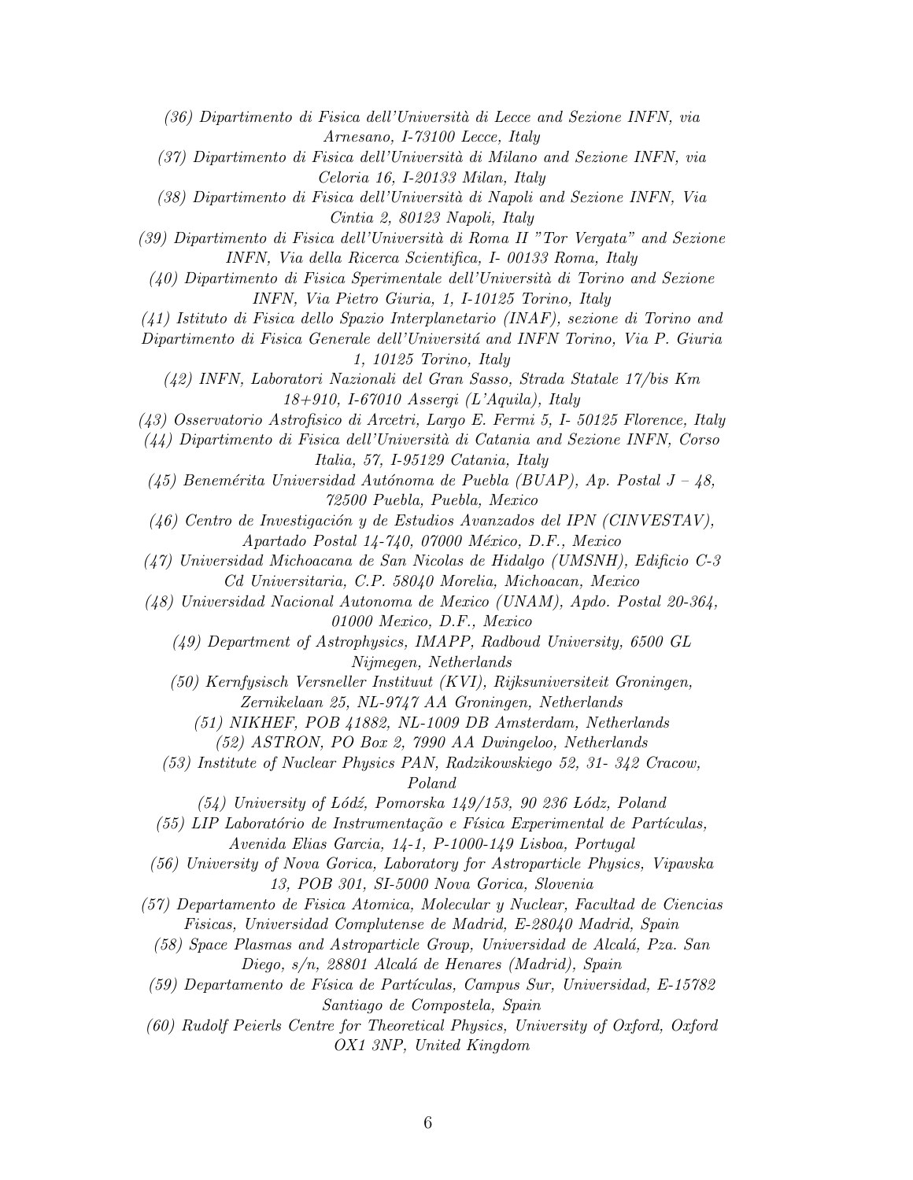*(36) Dipartimento di Fisica dell'Università di Lecce and Sezione INFN, via Arnesano, I-73100 Lecce, Italy*

*(37) Dipartimento di Fisica dell'Università di Milano and Sezione INFN, via Celoria 16, I-20133 Milan, Italy*

*(38) Dipartimento di Fisica dell'Università di Napoli and Sezione INFN, Via Cintia 2, 80123 Napoli, Italy*

*(39) Dipartimento di Fisica dell'Università di Roma II "Tor Vergata" and Sezione INFN, Via della Ricerca Scientifica, I- 00133 Roma, Italy*

*(40) Dipartimento di Fisica Sperimentale dell'Università di Torino and Sezione INFN, Via Pietro Giuria, 1, I-10125 Torino, Italy*

*(41) Istituto di Fisica dello Spazio Interplanetario (INAF), sezione di Torino and Dipartimento di Fisica Generale dell'Universitá and INFN Torino, Via P. Giuria 1, 10125 Torino, Italy*

*(42) INFN, Laboratori Nazionali del Gran Sasso, Strada Statale 17/bis Km 18+910, I-67010 Assergi (L'Aquila), Italy*

*(43) Osservatorio Astrofisico di Arcetri, Largo E. Fermi 5, I- 50125 Florence, Italy*

*(44) Dipartimento di Fisica dell'Università di Catania and Sezione INFN, Corso Italia, 57, I-95129 Catania, Italy*

*(45) Benemérita Universidad Autónoma de Puebla (BUAP), Ap. Postal J – 48, 72500 Puebla, Puebla, Mexico*

*(46) Centro de Investigación y de Estudios Avanzados del IPN (CINVESTAV), Apartado Postal 14-740, 07000 México, D.F., Mexico*

*(47) Universidad Michoacana de San Nicolas de Hidalgo (UMSNH), Edificio C-3 Cd Universitaria, C.P. 58040 Morelia, Michoacan, Mexico*

*(48) Universidad Nacional Autonoma de Mexico (UNAM), Apdo. Postal 20-364, 01000 Mexico, D.F., Mexico*

*(49) Department of Astrophysics, IMAPP, Radboud University, 6500 GL Nijmegen, Netherlands*

*(50) Kernfysisch Versneller Instituut (KVI), Rijksuniversiteit Groningen, Zernikelaan 25, NL-9747 AA Groningen, Netherlands*

*(51) NIKHEF, POB 41882, NL-1009 DB Amsterdam, Netherlands*

*(52) ASTRON, PO Box 2, 7990 AA Dwingeloo, Netherlands*

*(53) Institute of Nuclear Physics PAN, Radzikowskiego 52, 31- 342 Cracow, Poland*

*(54) University of Łódź, Pomorska 149/153, 90 236 Łódz, Poland*

*(55) LIP Laboratório de Instrumentação e Física Experimental de Partículas, Avenida Elias Garcia, 14-1, P-1000-149 Lisboa, Portugal*

*(56) University of Nova Gorica, Laboratory for Astroparticle Physics, Vipavska 13, POB 301, SI-5000 Nova Gorica, Slovenia*

*(57) Departamento de Fisica Atomica, Molecular y Nuclear, Facultad de Ciencias Fisicas, Universidad Complutense de Madrid, E-28040 Madrid, Spain*

*(58) Space Plasmas and Astroparticle Group, Universidad de Alcalá, Pza. San Diego, s/n, 28801 Alcalá de Henares (Madrid), Spain*

*(59) Departamento de Física de Partículas, Campus Sur, Universidad, E-15782 Santiago de Compostela, Spain*

*(60) Rudolf Peierls Centre for Theoretical Physics, University of Oxford, Oxford OX1 3NP, United Kingdom*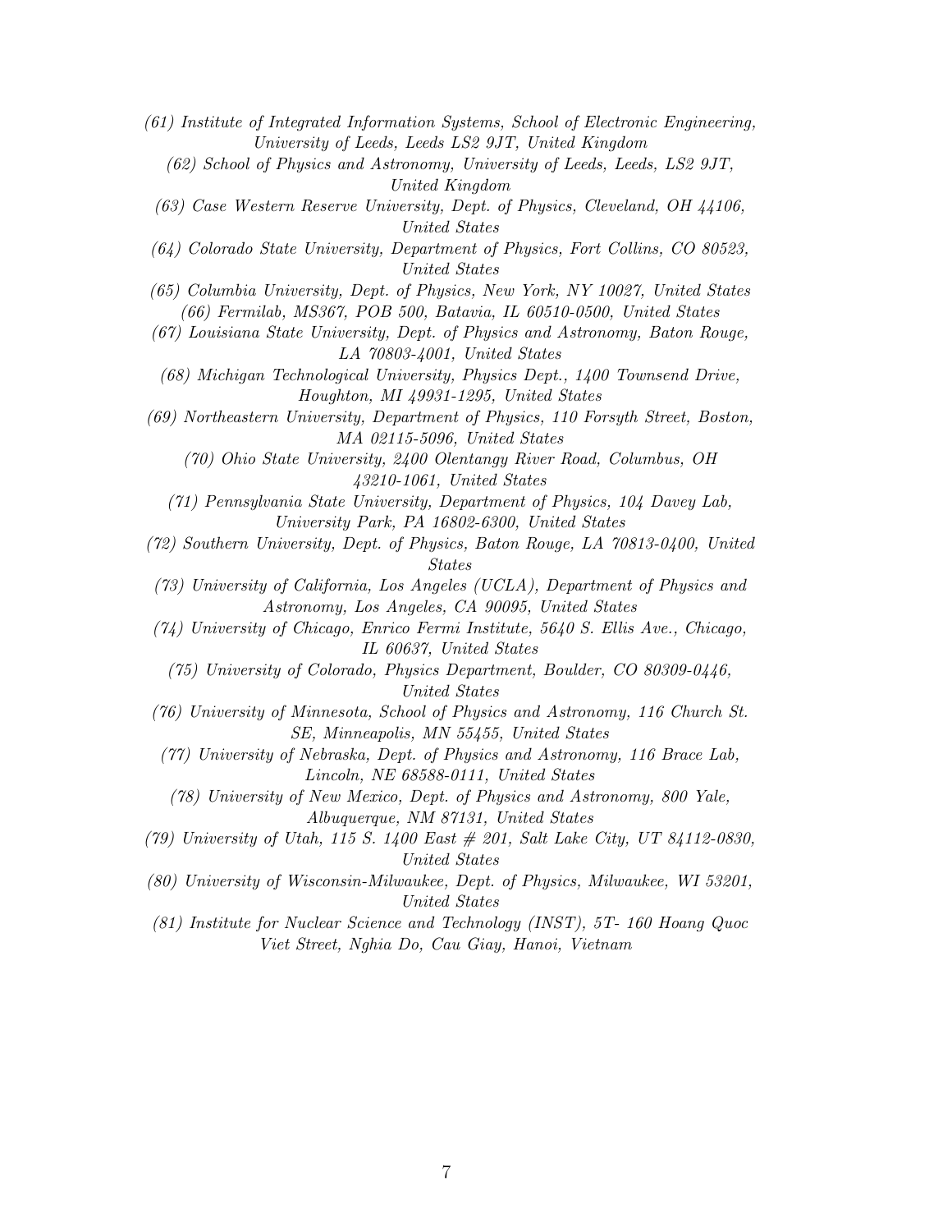*(61) Institute of Integrated Information Systems, School of Electronic Engineering, University of Leeds, Leeds LS2 9JT, United Kingdom*

*(62) School of Physics and Astronomy, University of Leeds, Leeds, LS2 9JT, United Kingdom*

*(63) Case Western Reserve University, Dept. of Physics, Cleveland, OH 44106, United States*

*(64) Colorado State University, Department of Physics, Fort Collins, CO 80523, United States*

*(65) Columbia University, Dept. of Physics, New York, NY 10027, United States*

*(66) Fermilab, MS367, POB 500, Batavia, IL 60510-0500, United States*

*(67) Louisiana State University, Dept. of Physics and Astronomy, Baton Rouge, LA 70803-4001, United States*

*(68) Michigan Technological University, Physics Dept., 1400 Townsend Drive, Houghton, MI 49931-1295, United States*

*(69) Northeastern University, Department of Physics, 110 Forsyth Street, Boston, MA 02115-5096, United States*

*(70) Ohio State University, 2400 Olentangy River Road, Columbus, OH 43210-1061, United States*

*(71) Pennsylvania State University, Department of Physics, 104 Davey Lab, University Park, PA 16802-6300, United States*

*(72) Southern University, Dept. of Physics, Baton Rouge, LA 70813-0400, United States*

*(73) University of California, Los Angeles (UCLA), Department of Physics and Astronomy, Los Angeles, CA 90095, United States*

*(74) University of Chicago, Enrico Fermi Institute, 5640 S. Ellis Ave., Chicago, IL 60637, United States*

*(75) University of Colorado, Physics Department, Boulder, CO 80309-0446, United States*

*(76) University of Minnesota, School of Physics and Astronomy, 116 Church St. SE, Minneapolis, MN 55455, United States*

*(77) University of Nebraska, Dept. of Physics and Astronomy, 116 Brace Lab, Lincoln, NE 68588-0111, United States*

*(78) University of New Mexico, Dept. of Physics and Astronomy, 800 Yale, Albuquerque, NM 87131, United States*

*(79) University of Utah, 115 S. 1400 East # 201, Salt Lake City, UT 84112-0830, United States*

*(80) University of Wisconsin-Milwaukee, Dept. of Physics, Milwaukee, WI 53201, United States*

*(81) Institute for Nuclear Science and Technology (INST), 5T- 160 Hoang Quoc Viet Street, Nghia Do, Cau Giay, Hanoi, Vietnam*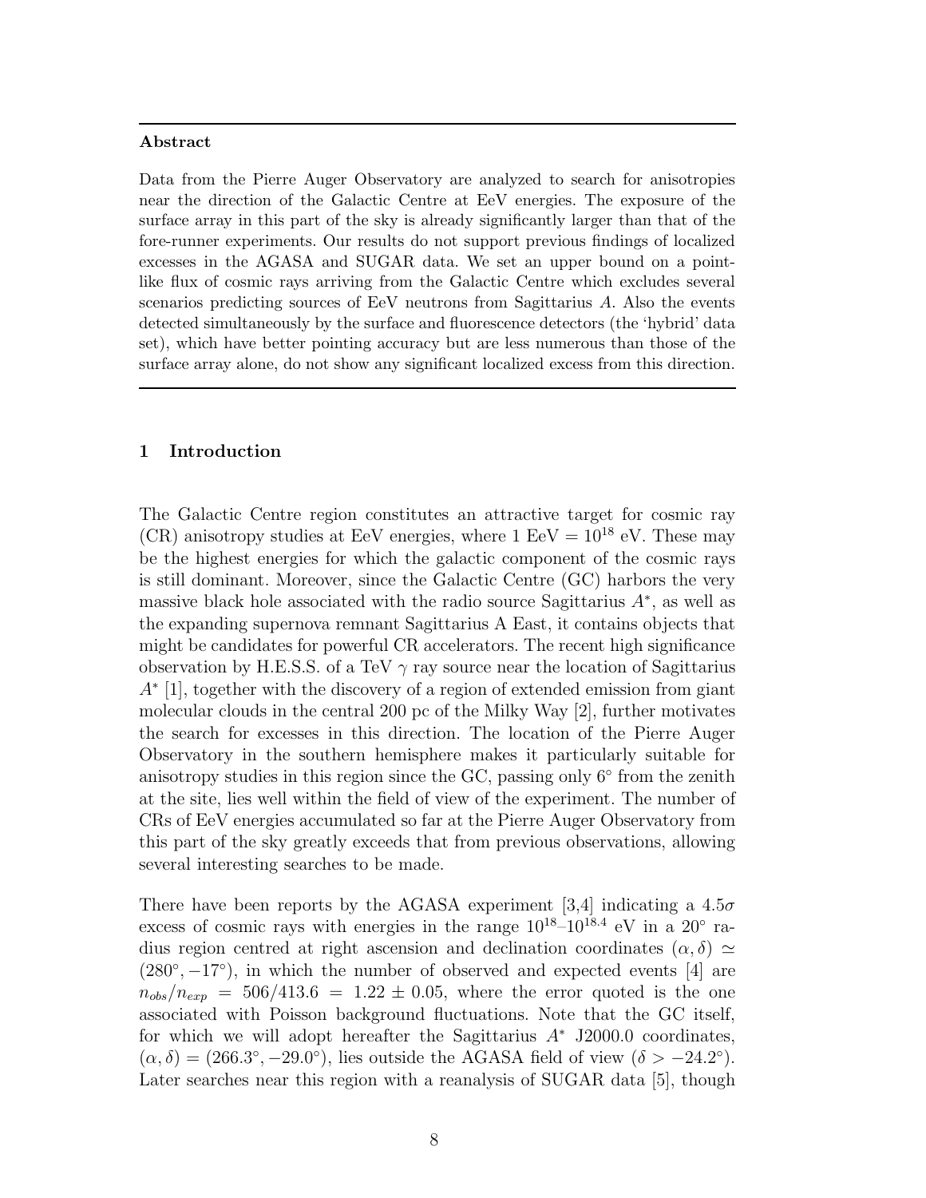**Abstract**

Data from the Pierre Auger Observatory are analyzed to search for anisotropies near the direction of the Galactic Centre at EeV energies. The exposure of the surface array in this part of the sky is already significantly larger than that of the fore-runner experiments. Our results do not support previous findings of localized excesses in the AGASA and SUGAR data. We set an upper bound on a point-like flux of cosmic rays arriving from the Galactic Centre which excludes several scenarios predicting sources of EeV neutrons from Sagittarius $A$. Also the events detected simultaneously by the surface and fluorescence detectors (the 'hybrid' data set), which have better pointing accuracy but are less numerous than those of the surface array alone, do not show any significant localized excess from this direction.

## 1 Introduction

The Galactic Centre region constitutes an attractive target for cosmic ray (CR) anisotropy studies at EeV energies, where 1 EeV = $10^{18}$ eV. These may be the highest energies for which the galactic component of the cosmic rays is still dominant. Moreover, since the Galactic Centre (GC) harbors the very massive black hole associated with the radio source Sagittarius $A^*$, as well as the expanding supernova remnant Sagittarius A East, it contains objects that might be candidates for powerful CR accelerators. The recent high significance observation by H.E.S.S. of a TeV $\gamma$ ray source near the location of Sagittarius $A^*$ [1], together with the discovery of a region of extended emission from giant molecular clouds in the central 200 pc of the Milky Way [2], further motivates the search for excesses in this direction. The location of the Pierre Auger Observatory in the southern hemisphere makes it particularly suitable for anisotropy studies in this region since the GC, passing only 6° from the zenith at the site, lies well within the field of view of the experiment. The number of CRs of EeV energies accumulated so far at the Pierre Auger Observatory from this part of the sky greatly exceeds that from previous observations, allowing several interesting searches to be made.

There have been reports by the AGASA experiment [3,4] indicating a $4.5\sigma$ excess of cosmic rays with energies in the range $10^{18}$–$10^{18.4}$ eV in a 20° radius region centred at right ascension and declination coordinates $(\alpha, \delta) \simeq (280°, -17°)$, in which the number of observed and expected events [4] are $n_{obs}/n_{exp} = 506/413.6 = 1.22 \pm 0.05$, where the error quoted is the one associated with Poisson background fluctuations. Note that the GC itself, for which we will adopt hereafter the Sagittarius $A^*$ J2000.0 coordinates, $(\alpha, \delta) = (266.3°, -29.0°)$, lies outside the AGASA field of view ($\delta > -24.2°$). Later searches near this region with a reanalysis of SUGAR data [5], though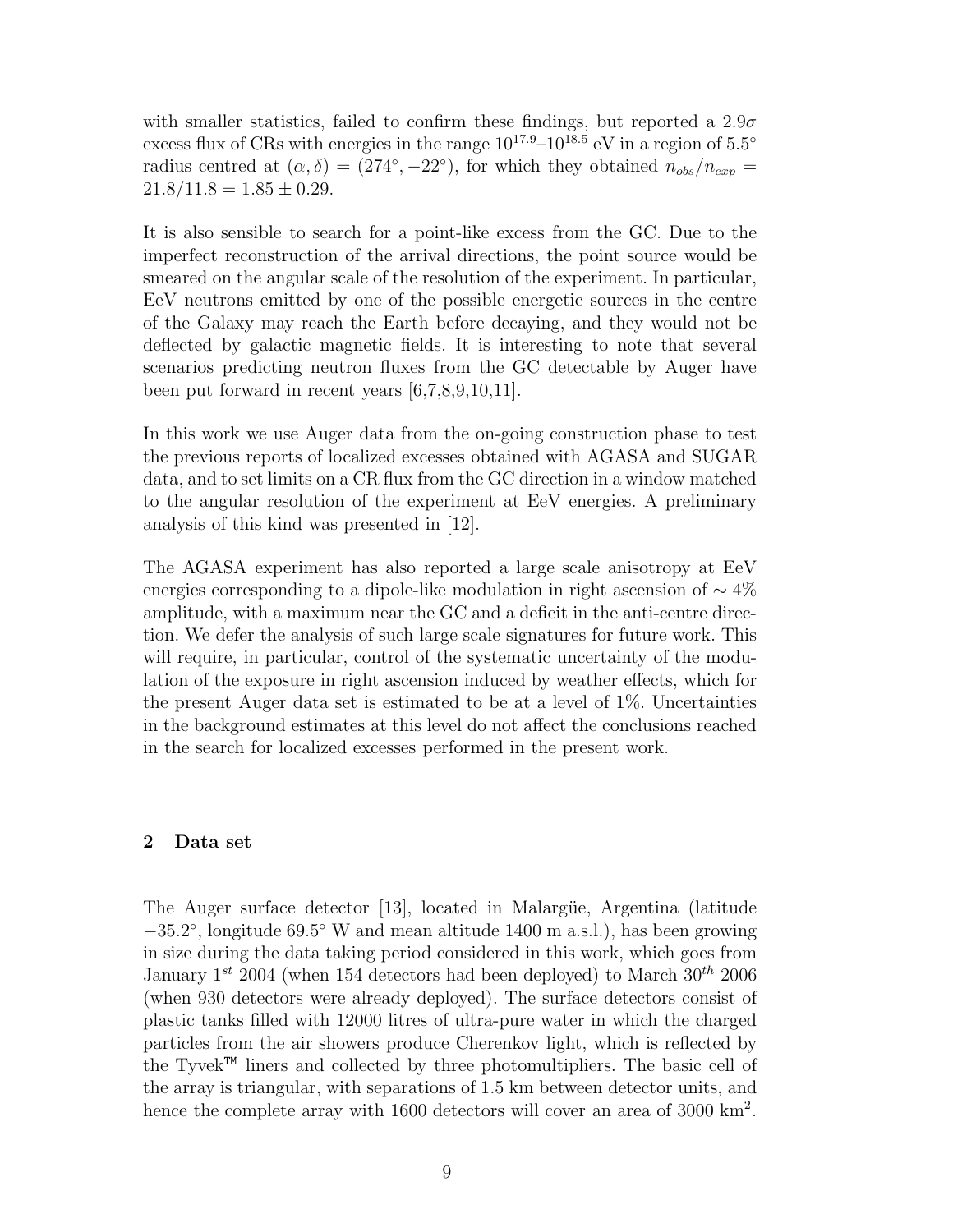with smaller statistics, failed to confirm these findings, but reported a $2.9\sigma$ excess flux of CRs with energies in the range $10^{17.9}$–$10^{18.5}$ eV in a region of $5.5°$ radius centred at $(\alpha, \delta) = (274°, -22°)$, for which they obtained $n_{obs}/n_{exp} = 21.8/11.8 = 1.85 \pm 0.29$.

It is also sensible to search for a point-like excess from the GC. Due to the imperfect reconstruction of the arrival directions, the point source would be smeared on the angular scale of the resolution of the experiment. In particular, EeV neutrons emitted by one of the possible energetic sources in the centre of the Galaxy may reach the Earth before decaying, and they would not be deflected by galactic magnetic fields. It is interesting to note that several scenarios predicting neutron fluxes from the GC detectable by Auger have been put forward in recent years [6,7,8,9,10,11].

In this work we use Auger data from the on-going construction phase to test the previous reports of localized excesses obtained with AGASA and SUGAR data, and to set limits on a CR flux from the GC direction in a window matched to the angular resolution of the experiment at EeV energies. A preliminary analysis of this kind was presented in [12].

The AGASA experiment has also reported a large scale anisotropy at EeV energies corresponding to a dipole-like modulation in right ascension of $\sim 4\%$ amplitude, with a maximum near the GC and a deficit in the anti-centre direction. We defer the analysis of such large scale signatures for future work. This will require, in particular, control of the systematic uncertainty of the modulation of the exposure in right ascension induced by weather effects, which for the present Auger data set is estimated to be at a level of 1%. Uncertainties in the background estimates at this level do not affect the conclusions reached in the search for localized excesses performed in the present work.

## 2 Data set

The Auger surface detector [13], located in Malargüe, Argentina (latitude $-35.2°$, longitude $69.5°$ W and mean altitude 1400 m a.s.l.), has been growing in size during the data taking period considered in this work, which goes from January $1^{st}$ 2004 (when 154 detectors had been deployed) to March $30^{th}$ 2006 (when 930 detectors were already deployed). The surface detectors consist of plastic tanks filled with 12000 litres of ultra-pure water in which the charged particles from the air showers produce Cherenkov light, which is reflected by the Tyvek™ liners and collected by three photomultipliers. The basic cell of the array is triangular, with separations of 1.5 km between detector units, and hence the complete array with 1600 detectors will cover an area of 3000 km$^2$.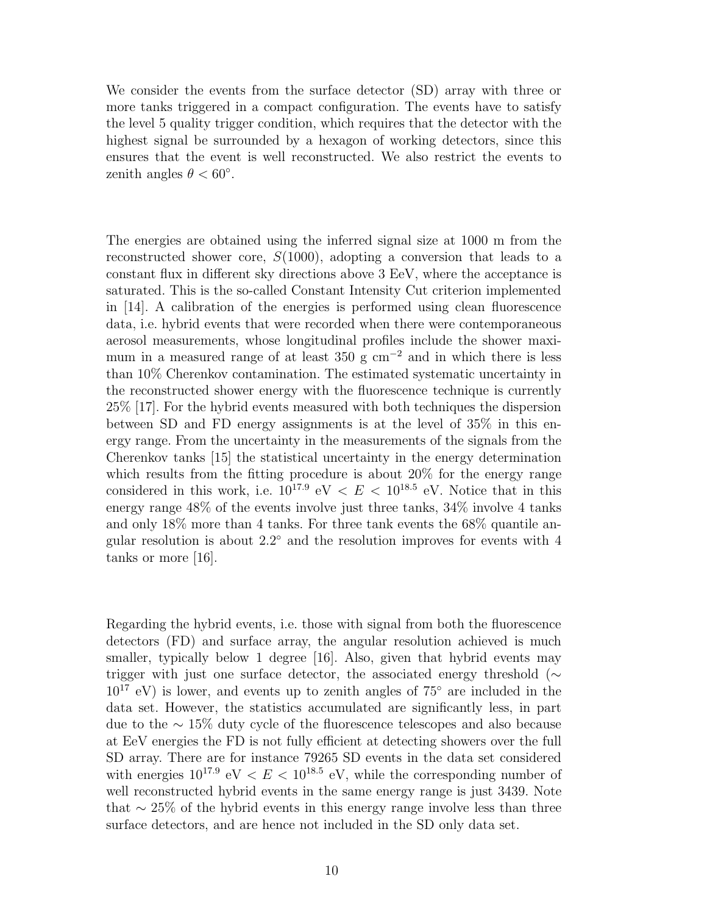We consider the events from the surface detector (SD) array with three or more tanks triggered in a compact configuration. The events have to satisfy the level 5 quality trigger condition, which requires that the detector with the highest signal be surrounded by a hexagon of working detectors, since this ensures that the event is well reconstructed. We also restrict the events to zenith angles $\theta < 60^\circ$.

The energies are obtained using the inferred signal size at 1000 m from the reconstructed shower core, $S(1000)$, adopting a conversion that leads to a constant flux in different sky directions above 3 EeV, where the acceptance is saturated. This is the so-called Constant Intensity Cut criterion implemented in [14]. A calibration of the energies is performed using clean fluorescence data, i.e. hybrid events that were recorded when there were contemporaneous aerosol measurements, whose longitudinal profiles include the shower maximum in a measured range of at least 350 g cm$^{-2}$ and in which there is less than 10% Cherenkov contamination. The estimated systematic uncertainty in the reconstructed shower energy with the fluorescence technique is currently 25% [17]. For the hybrid events measured with both techniques the dispersion between SD and FD energy assignments is at the level of 35% in this energy range. From the uncertainty in the measurements of the signals from the Cherenkov tanks [15] the statistical uncertainty in the energy determination which results from the fitting procedure is about 20% for the energy range considered in this work, i.e. $10^{17.9}$ eV $< E < 10^{18.5}$ eV. Notice that in this energy range 48% of the events involve just three tanks, 34% involve 4 tanks and only 18% more than 4 tanks. For three tank events the 68% quantile angular resolution is about $2.2^\circ$ and the resolution improves for events with 4 tanks or more [16].

Regarding the hybrid events, i.e. those with signal from both the fluorescence detectors (FD) and surface array, the angular resolution achieved is much smaller, typically below 1 degree [16]. Also, given that hybrid events may trigger with just one surface detector, the associated energy threshold ($\sim 10^{17}$ eV) is lower, and events up to zenith angles of $75^\circ$ are included in the data set. However, the statistics accumulated are significantly less, in part due to the $\sim 15\%$ duty cycle of the fluorescence telescopes and also because at EeV energies the FD is not fully efficient at detecting showers over the full SD array. There are for instance 79265 SD events in the data set considered with energies $10^{17.9}$ eV $< E < 10^{18.5}$ eV, while the corresponding number of well reconstructed hybrid events in the same energy range is just 3439. Note that $\sim 25\%$ of the hybrid events in this energy range involve less than three surface detectors, and are hence not included in the SD only data set.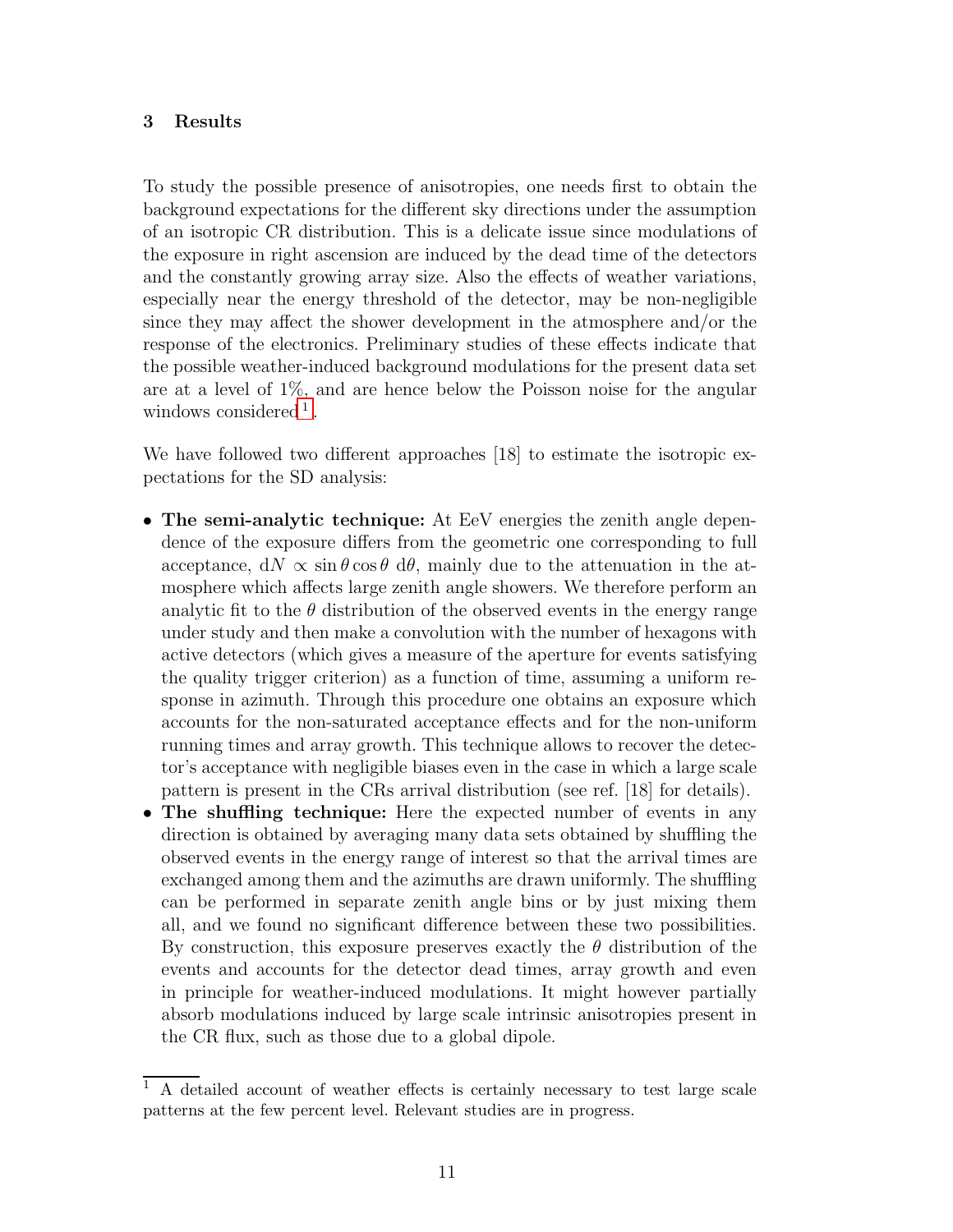## 3 Results

To study the possible presence of anisotropies, one needs first to obtain the background expectations for the different sky directions under the assumption of an isotropic CR distribution. This is a delicate issue since modulations of the exposure in right ascension are induced by the dead time of the detectors and the constantly growing array size. Also the effects of weather variations, especially near the energy threshold of the detector, may be non-negligible since they may affect the shower development in the atmosphere and/or the response of the electronics. Preliminary studies of these effects indicate that the possible weather-induced background modulations for the present data set are at a level of 1%, and are hence below the Poisson noise for the angular windows considered [1].

We have followed two different approaches [18] to estimate the isotropic expectations for the SD analysis:

- **The semi-analytic technique:** At EeV energies the zenith angle dependence of the exposure differs from the geometric one corresponding to full acceptance, $\mathrm{d}N \propto \sin\theta \cos\theta \, \mathrm{d}\theta$, mainly due to the attenuation in the atmosphere which affects large zenith angle showers. We therefore perform an analytic fit to the $\theta$ distribution of the observed events in the energy range under study and then make a convolution with the number of hexagons with active detectors (which gives a measure of the aperture for events satisfying the quality trigger criterion) as a function of time, assuming a uniform response in azimuth. Through this procedure one obtains an exposure which accounts for the non-saturated acceptance effects and for the non-uniform running times and array growth. This technique allows to recover the detector's acceptance with negligible biases even in the case in which a large scale pattern is present in the CRs arrival distribution (see ref. [18] for details).
- **The shuffling technique:** Here the expected number of events in any direction is obtained by averaging many data sets obtained by shuffling the observed events in the energy range of interest so that the arrival times are exchanged among them and the azimuths are drawn uniformly. The shuffling can be performed in separate zenith angle bins or by just mixing them all, and we found no significant difference between these two possibilities. By construction, this exposure preserves exactly the $\theta$ distribution of the events and accounts for the detector dead times, array growth and even in principle for weather-induced modulations. It might however partially absorb modulations induced by large scale intrinsic anisotropies present in the CR flux, such as those due to a global dipole.

[1] A detailed account of weather effects is certainly necessary to test large scale patterns at the few percent level. Relevant studies are in progress.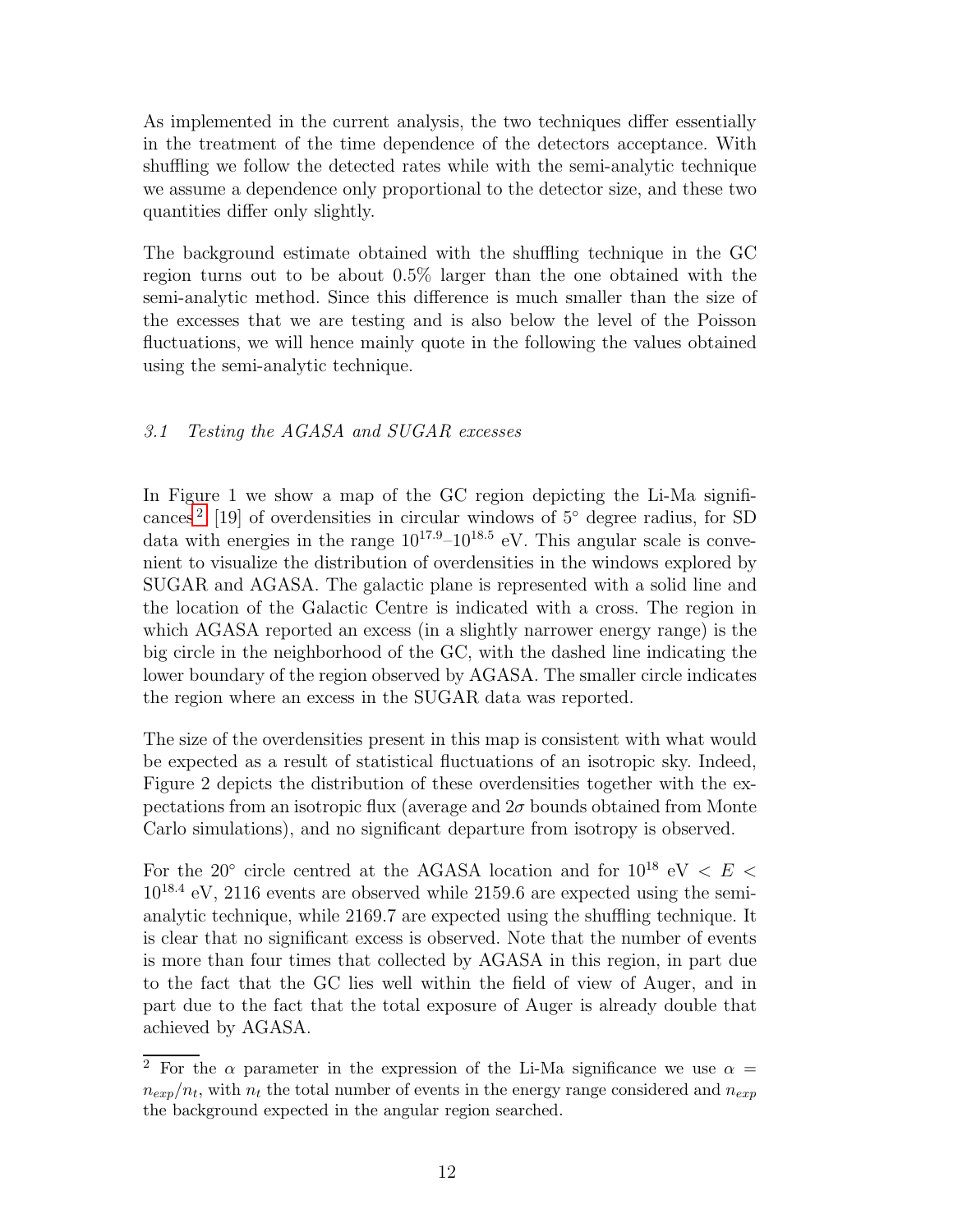As implemented in the current analysis, the two techniques differ essentially in the treatment of the time dependence of the detectors acceptance. With shuffling we follow the detected rates while with the semi-analytic technique we assume a dependence only proportional to the detector size, and these two quantities differ only slightly.

The background estimate obtained with the shuffling technique in the GC region turns out to be about 0.5% larger than the one obtained with the semi-analytic method. Since this difference is much smaller than the size of the excesses that we are testing and is also below the level of the Poisson fluctuations, we will hence mainly quote in the following the values obtained using the semi-analytic technique.

### *3.1 Testing the AGASA and SUGAR excesses*

In Figure 1 we show a map of the GC region depicting the Li-Ma significances[2] [19] of overdensities in circular windows of $5^\circ$ degree radius, for SD data with energies in the range $10^{17.9}$–$10^{18.5}$ eV. This angular scale is convenient to visualize the distribution of overdensities in the windows explored by SUGAR and AGASA. The galactic plane is represented with a solid line and the location of the Galactic Centre is indicated with a cross. The region in which AGASA reported an excess (in a slightly narrower energy range) is the big circle in the neighborhood of the GC, with the dashed line indicating the lower boundary of the region observed by AGASA. The smaller circle indicates the region where an excess in the SUGAR data was reported.

The size of the overdensities present in this map is consistent with what would be expected as a result of statistical fluctuations of an isotropic sky. Indeed, Figure 2 depicts the distribution of these overdensities together with the expectations from an isotropic flux (average and $2\sigma$ bounds obtained from Monte Carlo simulations), and no significant departure from isotropy is observed.

For the $20^\circ$ circle centred at the AGASA location and for $10^{18}$ eV $< E < 10^{18.4}$ eV, 2116 events are observed while 2159.6 are expected using the semi-analytic technique, while 2169.7 are expected using the shuffling technique. It is clear that no significant excess is observed. Note that the number of events is more than four times that collected by AGASA in this region, in part due to the fact that the GC lies well within the field of view of Auger, and in part due to the fact that the total exposure of Auger is already double that achieved by AGASA.

[2] For the $\alpha$ parameter in the expression of the Li-Ma significance we use $\alpha = n_{exp}/n_t$, with $n_t$ the total number of events in the energy range considered and $n_{exp}$ the background expected in the angular region searched.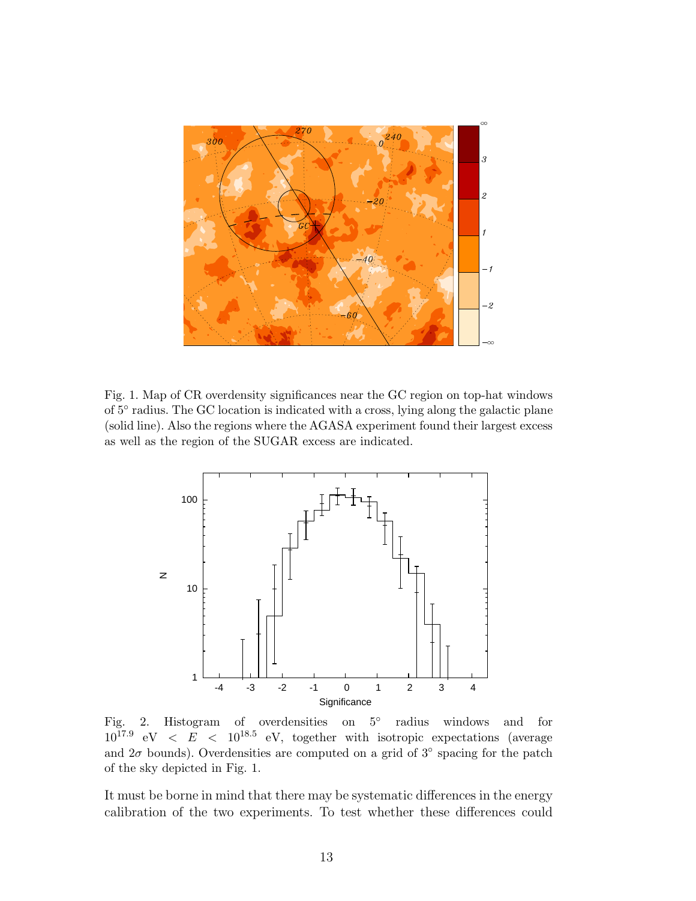Fig. 1. Map of CR overdensity significances near the GC region on top-hat windows of 5° radius. The GC location is indicated with a cross, lying along the galactic plane (solid line). Also the regions where the AGASA experiment found their largest excess as well as the region of the SUGAR excess are indicated.

Fig. 2. Histogram of overdensities on 5° radius windows and for $10^{17.9}$ eV $< E <$ $10^{18.5}$ eV, together with isotropic expectations (average and $2\sigma$ bounds). Overdensities are computed on a grid of 3° spacing for the patch of the sky depicted in Fig. 1.

It must be borne in mind that there may be systematic differences in the energy calibration of the two experiments. To test whether these differences could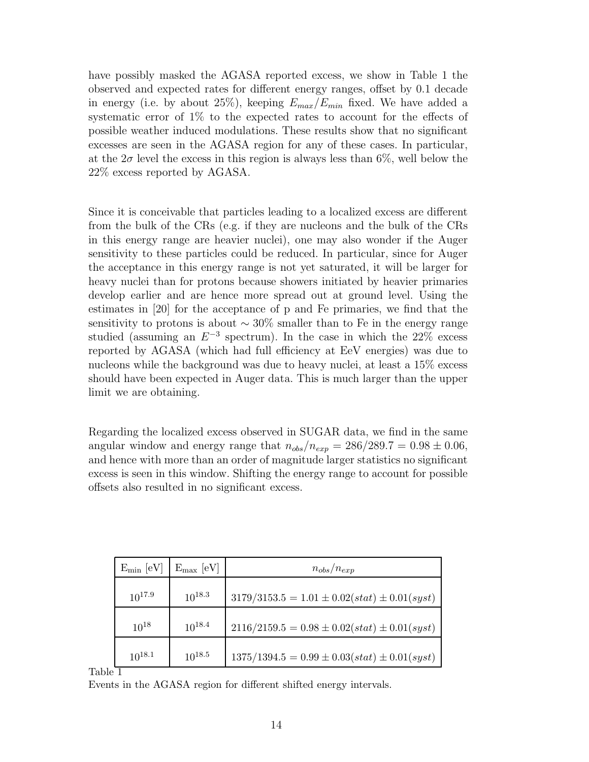have possibly masked the AGASA reported excess, we show in Table 1 the observed and expected rates for different energy ranges, offset by 0.1 decade in energy (i.e. by about 25%), keeping $E_{max}/E_{min}$ fixed. We have added a systematic error of 1% to the expected rates to account for the effects of possible weather induced modulations. These results show that no significant excesses are seen in the AGASA region for any of these cases. In particular, at the $2\sigma$ level the excess in this region is always less than 6%, well below the 22% excess reported by AGASA.

Since it is conceivable that particles leading to a localized excess are different from the bulk of the CRs (e.g. if they are nucleons and the bulk of the CRs in this energy range are heavier nuclei), one may also wonder if the Auger sensitivity to these particles could be reduced. In particular, since for Auger the acceptance in this energy range is not yet saturated, it will be larger for heavy nuclei than for protons because showers initiated by heavier primaries develop earlier and are hence more spread out at ground level. Using the estimates in [20] for the acceptance of p and Fe primaries, we find that the sensitivity to protons is about $\sim 30\%$ smaller than to Fe in the energy range studied (assuming an $E^{-3}$ spectrum). In the case in which the 22% excess reported by AGASA (which had full efficiency at EeV energies) was due to nucleons while the background was due to heavy nuclei, at least a 15% excess should have been expected in Auger data. This is much larger than the upper limit we are obtaining.

Regarding the localized excess observed in SUGAR data, we find in the same angular window and energy range that $n_{obs}/n_{exp} = 286/289.7 = 0.98 \pm 0.06$, and hence with more than an order of magnitude larger statistics no significant excess is seen in this window. Shifting the energy range to account for possible offsets also resulted in no significant excess.

| $E_{min}$ [eV] | $E_{max}$ [eV] | $n_{obs}/n_{exp}$ |
|---|---|---|
| $10^{17.9}$ | $10^{18.3}$ | $3179/3153.5 = 1.01 \pm 0.02(stat) \pm 0.01(syst)$ |
| $10^{18}$ | $10^{18.4}$ | $2116/2159.5 = 0.98 \pm 0.02(stat) \pm 0.01(syst)$ |
| $10^{18.1}$ | $10^{18.5}$ | $1375/1394.5 = 0.99 \pm 0.03(stat) \pm 0.01(syst)$ |

Table 1
Events in the AGASA region for different shifted energy intervals.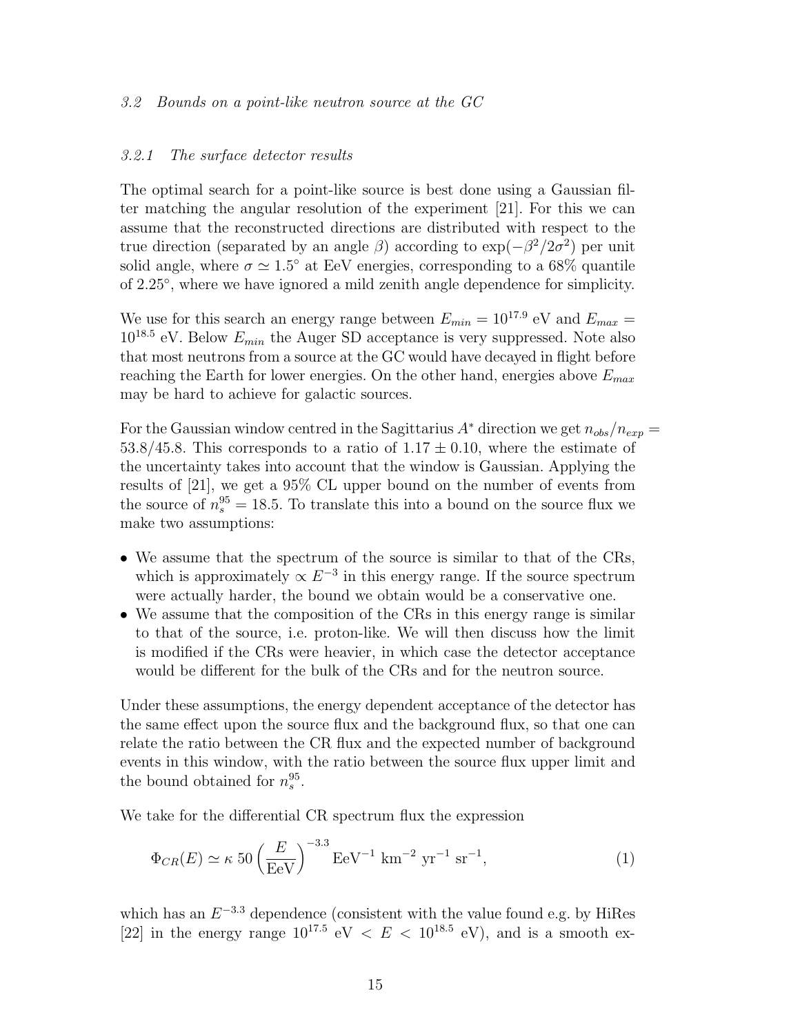### *3.2 Bounds on a point-like neutron source at the GC*

#### *3.2.1 The surface detector results*

The optimal search for a point-like source is best done using a Gaussian filter matching the angular resolution of the experiment [21]. For this we can assume that the reconstructed directions are distributed with respect to the true direction (separated by an angle $\beta$) according to $\exp(-\beta^2/2\sigma^2)$ per unit solid angle, where $\sigma \simeq 1.5^\circ$ at EeV energies, corresponding to a 68% quantile of $2.25^\circ$, where we have ignored a mild zenith angle dependence for simplicity.

We use for this search an energy range between $E_{min} = 10^{17.9}$ eV and $E_{max} = 10^{18.5}$ eV. Below $E_{min}$ the Auger SD acceptance is very suppressed. Note also that most neutrons from a source at the GC would have decayed in flight before reaching the Earth for lower energies. On the other hand, energies above $E_{max}$ may be hard to achieve for galactic sources.

For the Gaussian window centred in the Sagittarius $A^*$ direction we get $n_{obs}/n_{exp} = 53.8/45.8$. This corresponds to a ratio of $1.17 \pm 0.10$, where the estimate of the uncertainty takes into account that the window is Gaussian. Applying the results of [21], we get a 95% CL upper bound on the number of events from the source of $n_s^{95} = 18.5$. To translate this into a bound on the source flux we make two assumptions:

- We assume that the spectrum of the source is similar to that of the CRs, which is approximately $\propto E^{-3}$ in this energy range. If the source spectrum were actually harder, the bound we obtain would be a conservative one.
- We assume that the composition of the CRs in this energy range is similar to that of the source, i.e. proton-like. We will then discuss how the limit is modified if the CRs were heavier, in which case the detector acceptance would be different for the bulk of the CRs and for the neutron source.

Under these assumptions, the energy dependent acceptance of the detector has the same effect upon the source flux and the background flux, so that one can relate the ratio between the CR flux and the expected number of background events in this window, with the ratio between the source flux upper limit and the bound obtained for $n_s^{95}$.

We take for the differential CR spectrum flux the expression

$$\Phi_{CR}(E) \simeq \kappa \; 50 \left(\frac{E}{\text{EeV}}\right)^{-3.3} \text{EeV}^{-1} \text{ km}^{-2} \text{ yr}^{-1} \text{ sr}^{-1}, \tag{1}$$

which has an $E^{-3.3}$ dependence (consistent with the value found e.g. by HiRes [22] in the energy range $10^{17.5}$ eV $< E < 10^{18.5}$ eV), and is a smooth ex-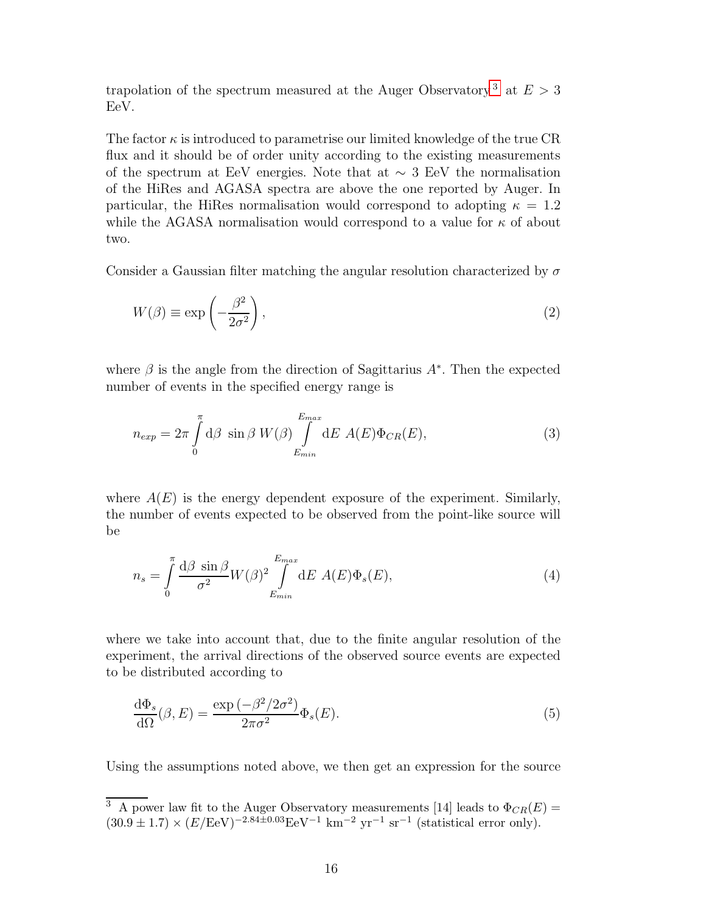trapolation of the spectrum measured at the Auger Observatory[3] at $E > 3$ EeV.

The factor $\kappa$ is introduced to parametrise our limited knowledge of the true CR flux and it should be of order unity according to the existing measurements of the spectrum at EeV energies. Note that at $\sim 3$ EeV the normalisation of the HiRes and AGASA spectra are above the one reported by Auger. In particular, the HiRes normalisation would correspond to adopting $\kappa = 1.2$ while the AGASA normalisation would correspond to a value for $\kappa$ of about two.

Consider a Gaussian filter matching the angular resolution characterized by $\sigma$

$$W(\beta) \equiv \exp\left(-\frac{\beta^2}{2\sigma^2}\right), \tag{2}$$

where $\beta$ is the angle from the direction of Sagittarius $A^*$. Then the expected number of events in the specified energy range is

$$n_{exp} = 2\pi \int_0^{\pi} \mathrm{d}\beta \, \sin\beta \, W(\beta) \int_{E_{min}}^{E_{max}} \mathrm{d}E \, A(E) \Phi_{CR}(E), \tag{3}$$

where $A(E)$ is the energy dependent exposure of the experiment. Similarly, the number of events expected to be observed from the point-like source will be

$$n_s = \int_0^{\pi} \frac{\mathrm{d}\beta \, \sin\beta}{\sigma^2} W(\beta)^2 \int_{E_{min}}^{E_{max}} \mathrm{d}E \, A(E) \Phi_s(E), \tag{4}$$

where we take into account that, due to the finite angular resolution of the experiment, the arrival directions of the observed source events are expected to be distributed according to

$$\frac{\mathrm{d}\Phi_s}{\mathrm{d}\Omega}(\beta, E) = \frac{\exp\left(-\beta^2/2\sigma^2\right)}{2\pi\sigma^2} \Phi_s(E). \tag{5}$$

Using the assumptions noted above, we then get an expression for the source

---

[3] A power law fit to the Auger Observatory measurements [14] leads to $\Phi_{CR}(E) = (30.9 \pm 1.7) \times (E/\mathrm{EeV})^{-2.84 \pm 0.03} \mathrm{EeV}^{-1}\ \mathrm{km}^{-2}\ \mathrm{yr}^{-1}\ \mathrm{sr}^{-1}$ (statistical error only).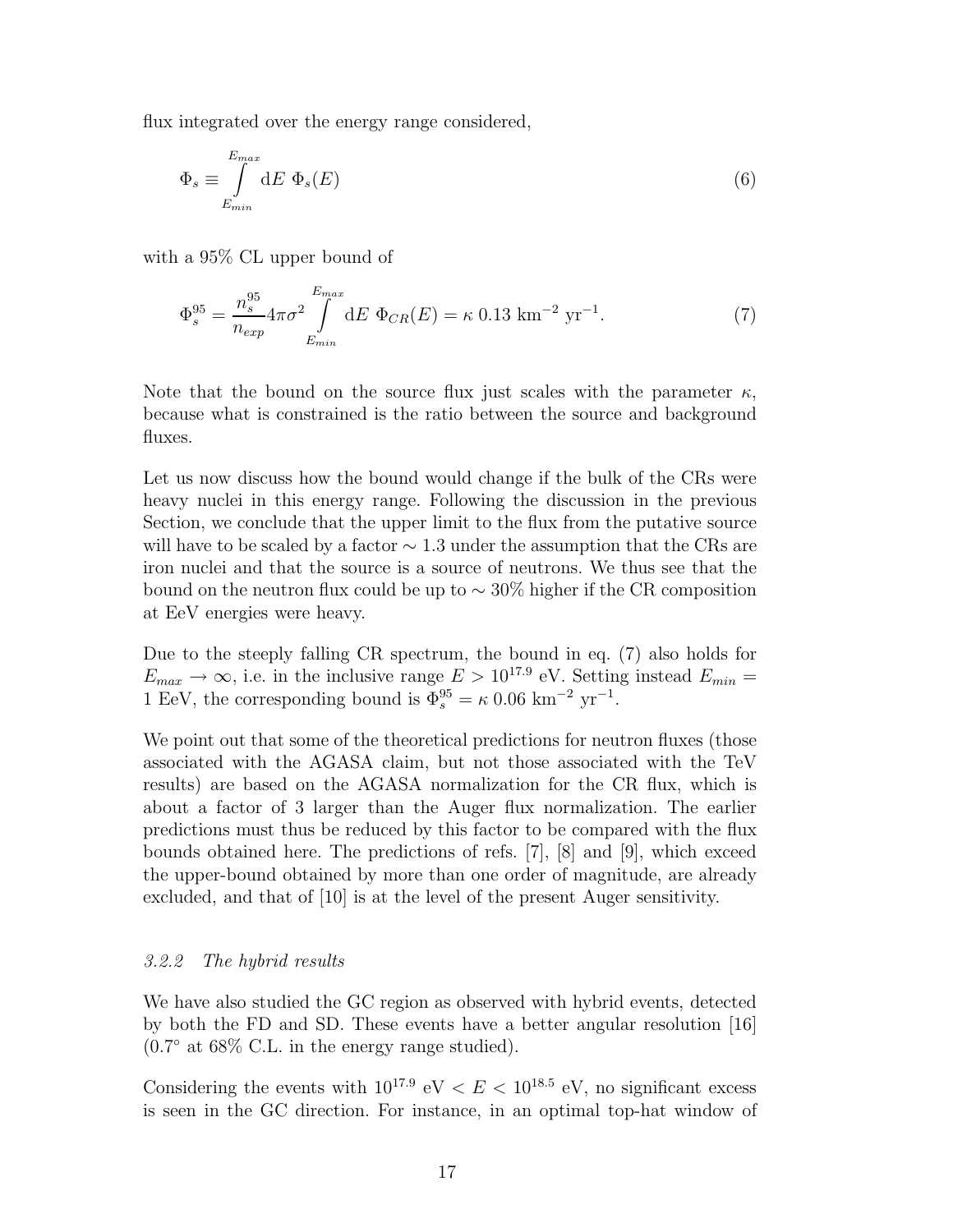flux integrated over the energy range considered,

$$\Phi_s \equiv \int_{E_{min}}^{E_{max}} \mathrm{d}E\ \Phi_s(E) \tag{6}$$

with a 95% CL upper bound of

$$\Phi_s^{95} = \frac{n_s^{95}}{n_{exp}} 4\pi\sigma^2 \int_{E_{min}}^{E_{max}} \mathrm{d}E\ \Phi_{CR}(E) = \kappa\ 0.13\ \mathrm{km}^{-2}\ \mathrm{yr}^{-1}. \tag{7}$$

Note that the bound on the source flux just scales with the parameter $\kappa$, because what is constrained is the ratio between the source and background fluxes.

Let us now discuss how the bound would change if the bulk of the CRs were heavy nuclei in this energy range. Following the discussion in the previous Section, we conclude that the upper limit to the flux from the putative source will have to be scaled by a factor $\sim 1.3$ under the assumption that the CRs are iron nuclei and that the source is a source of neutrons. We thus see that the bound on the neutron flux could be up to $\sim 30\%$ higher if the CR composition at EeV energies were heavy.

Due to the steeply falling CR spectrum, the bound in eq. (7) also holds for $E_{max} \to \infty$, i.e. in the inclusive range $E > 10^{17.9}$ eV. Setting instead $E_{min} =$ 1 EeV, the corresponding bound is $\Phi_s^{95} = \kappa\ 0.06\ \mathrm{km}^{-2}\ \mathrm{yr}^{-1}$.

We point out that some of the theoretical predictions for neutron fluxes (those associated with the AGASA claim, but not those associated with the TeV results) are based on the AGASA normalization for the CR flux, which is about a factor of 3 larger than the Auger flux normalization. The earlier predictions must thus be reduced by this factor to be compared with the flux bounds obtained here. The predictions of refs. [7], [8] and [9], which exceed the upper-bound obtained by more than one order of magnitude, are already excluded, and that of [10] is at the level of the present Auger sensitivity.

#### *3.2.2 The hybrid results*

We have also studied the GC region as observed with hybrid events, detected by both the FD and SD. These events have a better angular resolution [16] ($0.7^\circ$ at 68% C.L. in the energy range studied).

Considering the events with $10^{17.9}$ eV $< E < 10^{18.5}$ eV, no significant excess is seen in the GC direction. For instance, in an optimal top-hat window of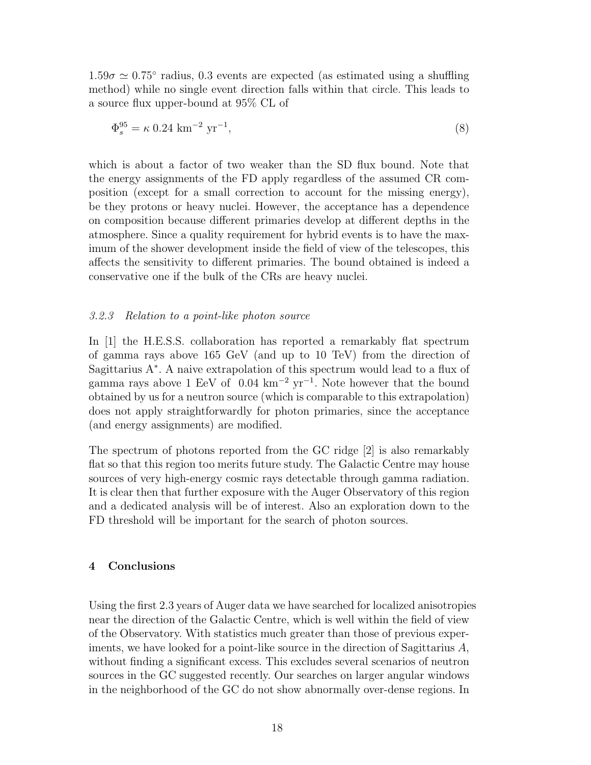$1.59\sigma \simeq 0.75^\circ$ radius, 0.3 events are expected (as estimated using a shuffling method) while no single event direction falls within that circle. This leads to a source flux upper-bound at 95% CL of

$$\Phi_s^{95} = \kappa \, 0.24 \text{ km}^{-2} \text{ yr}^{-1}, \tag{8}$$

which is about a factor of two weaker than the SD flux bound. Note that the energy assignments of the FD apply regardless of the assumed CR composition (except for a small correction to account for the missing energy), be they protons or heavy nuclei. However, the acceptance has a dependence on composition because different primaries develop at different depths in the atmosphere. Since a quality requirement for hybrid events is to have the maximum of the shower development inside the field of view of the telescopes, this affects the sensitivity to different primaries. The bound obtained is indeed a conservative one if the bulk of the CRs are heavy nuclei.

### 3.2.3 *Relation to a point-like photon source*

In [1] the H.E.S.S. collaboration has reported a remarkably flat spectrum of gamma rays above 165 GeV (and up to 10 TeV) from the direction of Sagittarius A$^*$. A naive extrapolation of this spectrum would lead to a flux of gamma rays above 1 EeV of $0.04 \text{ km}^{-2} \text{ yr}^{-1}$. Note however that the bound obtained by us for a neutron source (which is comparable to this extrapolation) does not apply straightforwardly for photon primaries, since the acceptance (and energy assignments) are modified.

The spectrum of photons reported from the GC ridge [2] is also remarkably flat so that this region too merits future study. The Galactic Centre may house sources of very high-energy cosmic rays detectable through gamma radiation. It is clear then that further exposure with the Auger Observatory of this region and a dedicated analysis will be of interest. Also an exploration down to the FD threshold will be important for the search of photon sources.

## 4 Conclusions

Using the first 2.3 years of Auger data we have searched for localized anisotropies near the direction of the Galactic Centre, which is well within the field of view of the Observatory. With statistics much greater than those of previous experiments, we have looked for a point-like source in the direction of Sagittarius *A*, without finding a significant excess. This excludes several scenarios of neutron sources in the GC suggested recently. Our searches on larger angular windows in the neighborhood of the GC do not show abnormally over-dense regions. In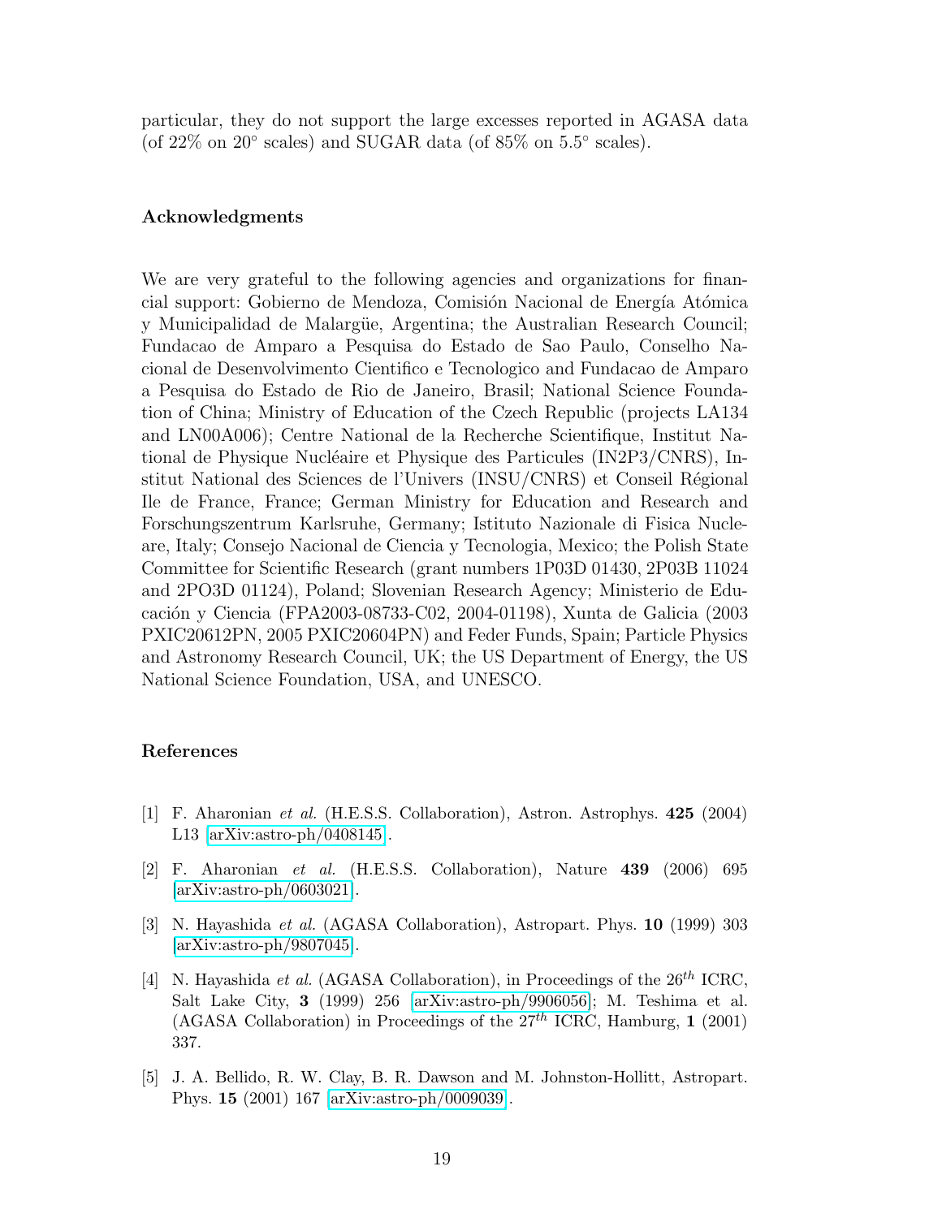particular, they do not support the large excesses reported in AGASA data (of 22% on 20° scales) and SUGAR data (of 85% on 5.5° scales).

## Acknowledgments

We are very grateful to the following agencies and organizations for financial support: Gobierno de Mendoza, Comisión Nacional de Energía Atómica y Municipalidad de Malargüe, Argentina; the Australian Research Council; Fundacao de Amparo a Pesquisa do Estado de Sao Paulo, Conselho Nacional de Desenvolvimento Cientifico e Tecnologico and Fundacao de Amparo a Pesquisa do Estado de Rio de Janeiro, Brasil; National Science Foundation of China; Ministry of Education of the Czech Republic (projects LA134 and LN00A006); Centre National de la Recherche Scientifique, Institut National de Physique Nucléaire et Physique des Particules (IN2P3/CNRS), Institut National des Sciences de l'Univers (INSU/CNRS) et Conseil Régional Ile de France, France; German Ministry for Education and Research and Forschungszentrum Karlsruhe, Germany; Istituto Nazionale di Fisica Nucleare, Italy; Consejo Nacional de Ciencia y Tecnologia, Mexico; the Polish State Committee for Scientific Research (grant numbers 1P03D 01430, 2P03B 11024 and 2PO3D 01124), Poland; Slovenian Research Agency; Ministerio de Educación y Ciencia (FPA2003-08733-C02, 2004-01198), Xunta de Galicia (2003 PXIC20612PN, 2005 PXIC20604PN) and Feder Funds, Spain; Particle Physics and Astronomy Research Council, UK; the US Department of Energy, the US National Science Foundation, USA, and UNESCO.

## References

[1] F. Aharonian *et al.* (H.E.S.S. Collaboration), Astron. Astrophys. **425** (2004) L13 [arXiv:astro-ph/0408145].

[2] F. Aharonian *et al.* (H.E.S.S. Collaboration), Nature **439** (2006) 695 [arXiv:astro-ph/0603021].

[3] N. Hayashida *et al.* (AGASA Collaboration), Astropart. Phys. **10** (1999) 303 [arXiv:astro-ph/9807045].

[4] N. Hayashida *et al.* (AGASA Collaboration), in Proceedings of the $26^{th}$ ICRC, Salt Lake City, **3** (1999) 256 [arXiv:astro-ph/9906056]; M. Teshima et al. (AGASA Collaboration) in Proceedings of the $27^{th}$ ICRC, Hamburg, **1** (2001) 337.

[5] J. A. Bellido, R. W. Clay, B. R. Dawson and M. Johnston-Hollitt, Astropart. Phys. **15** (2001) 167 [arXiv:astro-ph/0009039].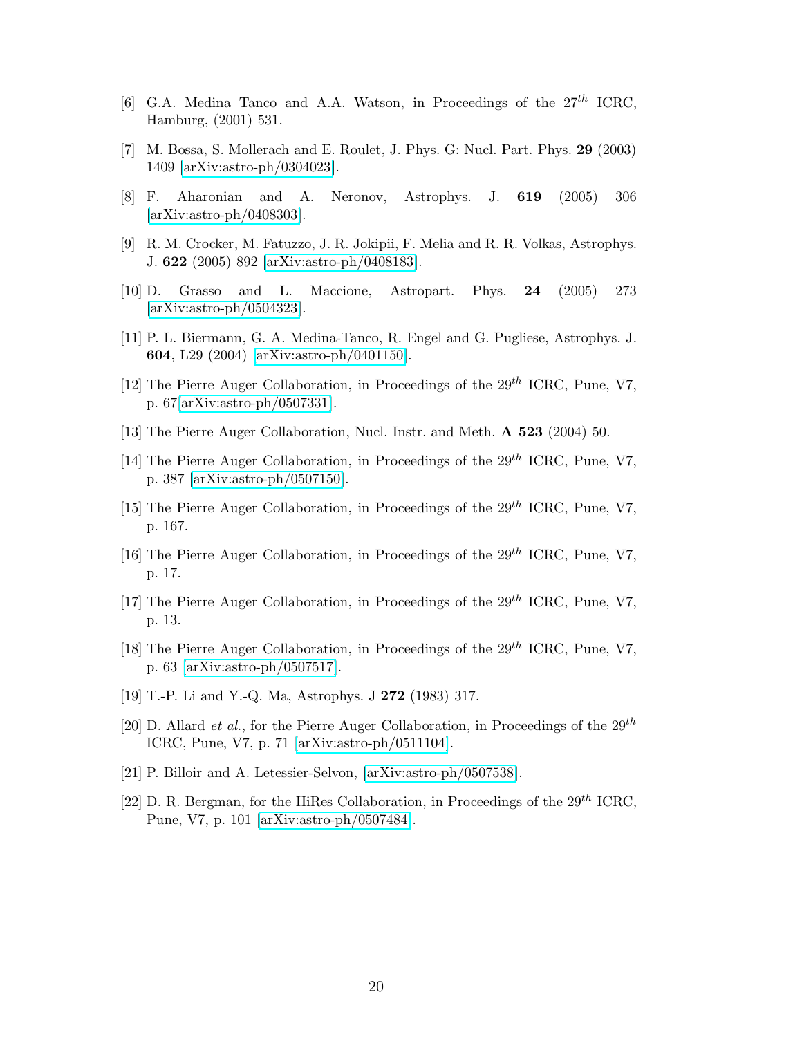[6] G.A. Medina Tanco and A.A. Watson, in Proceedings of the $27^{th}$ ICRC, Hamburg, (2001) 531.

[7] M. Bossa, S. Mollerach and E. Roulet, J. Phys. G: Nucl. Part. Phys. **29** (2003) 1409 [arXiv:astro-ph/0304023].

[8] F. Aharonian and A. Neronov, Astrophys. J. **619** (2005) 306 [arXiv:astro-ph/0408303].

[9] R. M. Crocker, M. Fatuzzo, J. R. Jokipii, F. Melia and R. R. Volkas, Astrophys. J. **622** (2005) 892 [arXiv:astro-ph/0408183].

[10] D. Grasso and L. Maccione, Astropart. Phys. **24** (2005) 273 [arXiv:astro-ph/0504323].

[11] P. L. Biermann, G. A. Medina-Tanco, R. Engel and G. Pugliese, Astrophys. J. **604**, L29 (2004) [arXiv:astro-ph/0401150].

[12] The Pierre Auger Collaboration, in Proceedings of the $29^{th}$ ICRC, Pune, V7, p. 67[arXiv:astro-ph/0507331].

[13] The Pierre Auger Collaboration, Nucl. Instr. and Meth. **A 523** (2004) 50.

[14] The Pierre Auger Collaboration, in Proceedings of the $29^{th}$ ICRC, Pune, V7, p. 387 [arXiv:astro-ph/0507150].

[15] The Pierre Auger Collaboration, in Proceedings of the $29^{th}$ ICRC, Pune, V7, p. 167.

[16] The Pierre Auger Collaboration, in Proceedings of the $29^{th}$ ICRC, Pune, V7, p. 17.

[17] The Pierre Auger Collaboration, in Proceedings of the $29^{th}$ ICRC, Pune, V7, p. 13.

[18] The Pierre Auger Collaboration, in Proceedings of the $29^{th}$ ICRC, Pune, V7, p. 63 [arXiv:astro-ph/0507517].

[19] T.-P. Li and Y.-Q. Ma, Astrophys. J **272** (1983) 317.

[20] D. Allard *et al.*, for the Pierre Auger Collaboration, in Proceedings of the $29^{th}$ ICRC, Pune, V7, p. 71 [arXiv:astro-ph/0511104].

[21] P. Billoir and A. Letessier-Selvon, [arXiv:astro-ph/0507538].

[22] D. R. Bergman, for the HiRes Collaboration, in Proceedings of the $29^{th}$ ICRC, Pune, V7, p. 101 [arXiv:astro-ph/0507484].